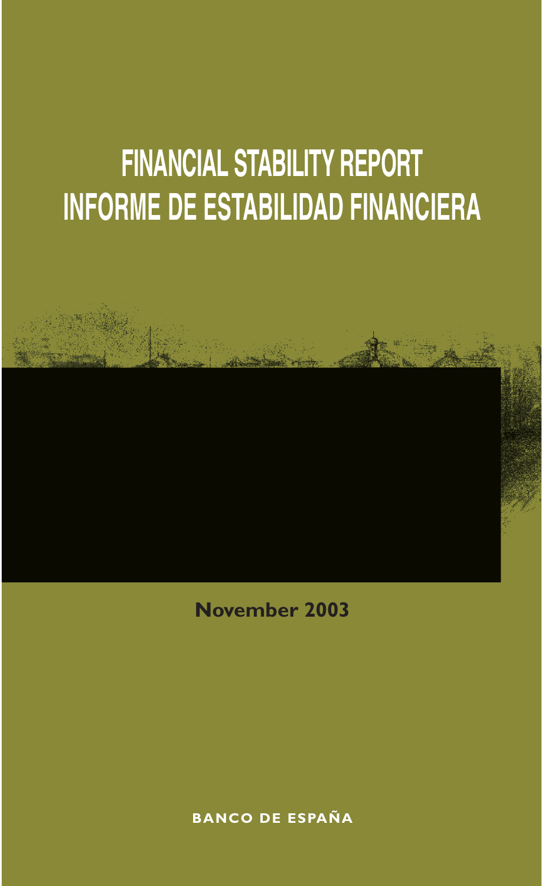# FINANCIAL STABILITY REPORT
# INFORME DE ESTABILIDAD FINANCIERA

**November 2003**

**BANCO DE ESPAÑA**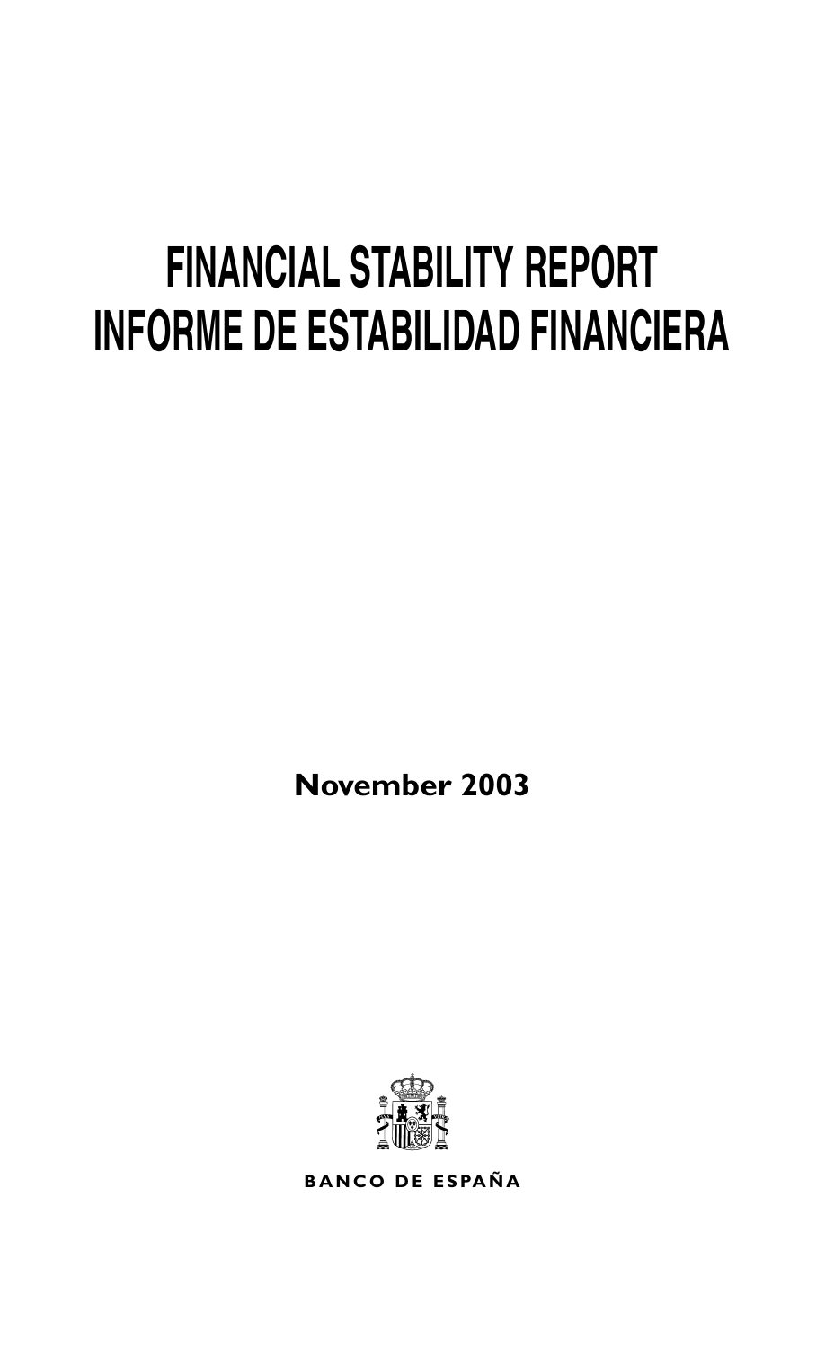# FINANCIAL STABILITY REPORT
# INFORME DE ESTABILIDAD FINANCIERA

**November 2003**

**BANCO DE ESPAÑA**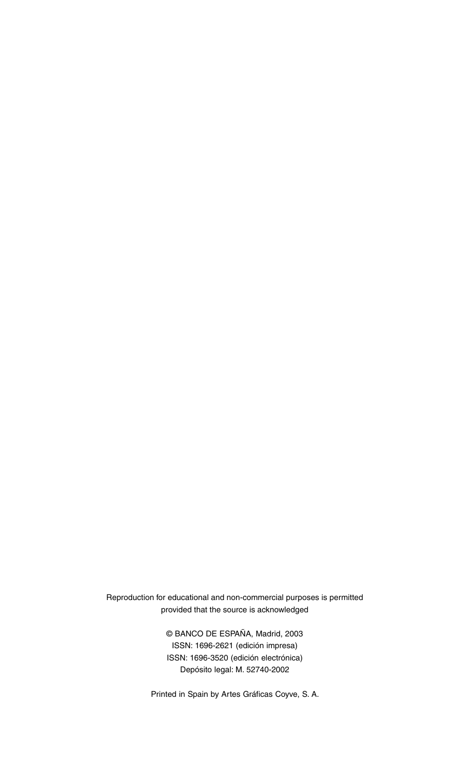Reproduction for educational and non-commercial purposes is permitted provided that the source is acknowledged

© BANCO DE ESPAÑA, Madrid, 2003
ISSN: 1696-2621 (edición impresa)
ISSN: 1696-3520 (edición electrónica)
Depósito legal: M. 52740-2002

Printed in Spain by Artes Gráficas Coyve, S. A.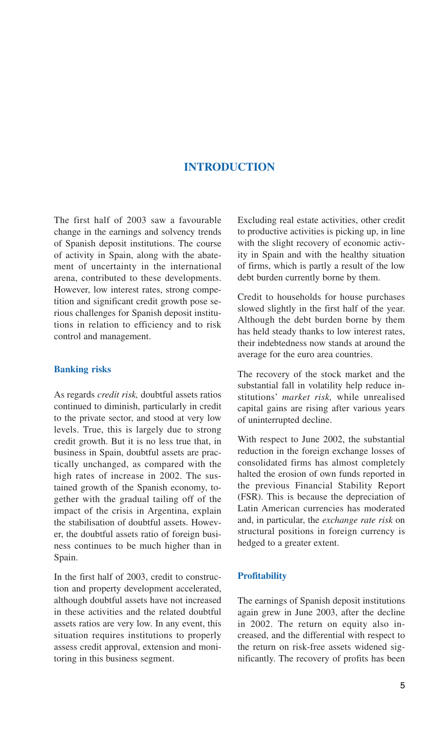# INTRODUCTION

The first half of 2003 saw a favourable change in the earnings and solvency trends of Spanish deposit institutions. The course of activity in Spain, along with the abatement of uncertainty in the international arena, contributed to these developments. However, low interest rates, strong competition and significant credit growth pose serious challenges for Spanish deposit institutions in relation to efficiency and to risk control and management.

## Banking risks

As regards *credit risk,* doubtful assets ratios continued to diminish, particularly in credit to the private sector, and stood at very low levels. True, this is largely due to strong credit growth. But it is no less true that, in business in Spain, doubtful assets are practically unchanged, as compared with the high rates of increase in 2002. The sustained growth of the Spanish economy, together with the gradual tailing off of the impact of the crisis in Argentina, explain the stabilisation of doubtful assets. However, the doubtful assets ratio of foreign business continues to be much higher than in Spain.

In the first half of 2003, credit to construction and property development accelerated, although doubtful assets have not increased in these activities and the related doubtful assets ratios are very low. In any event, this situation requires institutions to properly assess credit approval, extension and monitoring in this business segment.

Excluding real estate activities, other credit to productive activities is picking up, in line with the slight recovery of economic activity in Spain and with the healthy situation of firms, which is partly a result of the low debt burden currently borne by them.

Credit to households for house purchases slowed slightly in the first half of the year. Although the debt burden borne by them has held steady thanks to low interest rates, their indebtedness now stands at around the average for the euro area countries.

The recovery of the stock market and the substantial fall in volatility help reduce institutions' *market risk,* while unrealised capital gains are rising after various years of uninterrupted decline.

With respect to June 2002, the substantial reduction in the foreign exchange losses of consolidated firms has almost completely halted the erosion of own funds reported in the previous Financial Stability Report (FSR). This is because the depreciation of Latin American currencies has moderated and, in particular, the *exchange rate risk* on structural positions in foreign currency is hedged to a greater extent.

## Profitability

The earnings of Spanish deposit institutions again grew in June 2003, after the decline in 2002. The return on equity also increased, and the differential with respect to the return on risk-free assets widened significantly. The recovery of profits has been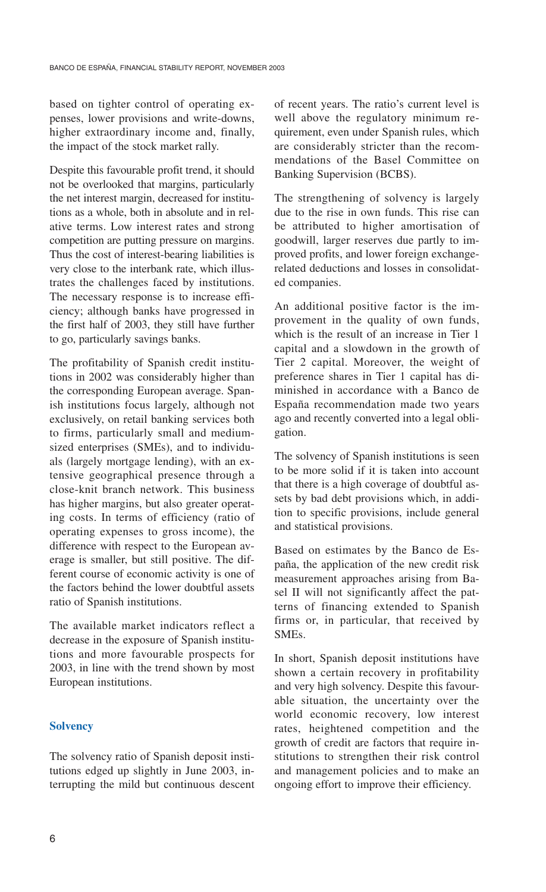based on tighter control of operating expenses, lower provisions and write-downs, higher extraordinary income and, finally, the impact of the stock market rally.

Despite this favourable profit trend, it should not be overlooked that margins, particularly the net interest margin, decreased for institutions as a whole, both in absolute and in relative terms. Low interest rates and strong competition are putting pressure on margins. Thus the cost of interest-bearing liabilities is very close to the interbank rate, which illustrates the challenges faced by institutions. The necessary response is to increase efficiency; although banks have progressed in the first half of 2003, they still have further to go, particularly savings banks.

The profitability of Spanish credit institutions in 2002 was considerably higher than the corresponding European average. Spanish institutions focus largely, although not exclusively, on retail banking services both to firms, particularly small and medium-sized enterprises (SMEs), and to individuals (largely mortgage lending), with an extensive geographical presence through a close-knit branch network. This business has higher margins, but also greater operating costs. In terms of efficiency (ratio of operating expenses to gross income), the difference with respect to the European average is smaller, but still positive. The different course of economic activity is one of the factors behind the lower doubtful assets ratio of Spanish institutions.

The available market indicators reflect a decrease in the exposure of Spanish institutions and more favourable prospects for 2003, in line with the trend shown by most European institutions.

### Solvency

The solvency ratio of Spanish deposit institutions edged up slightly in June 2003, interrupting the mild but continuous descent of recent years. The ratio's current level is well above the regulatory minimum requirement, even under Spanish rules, which are considerably stricter than the recommendations of the Basel Committee on Banking Supervision (BCBS).

The strengthening of solvency is largely due to the rise in own funds. This rise can be attributed to higher amortisation of goodwill, larger reserves due partly to improved profits, and lower foreign exchange-related deductions and losses in consolidated companies.

An additional positive factor is the improvement in the quality of own funds, which is the result of an increase in Tier 1 capital and a slowdown in the growth of Tier 2 capital. Moreover, the weight of preference shares in Tier 1 capital has diminished in accordance with a Banco de España recommendation made two years ago and recently converted into a legal obligation.

The solvency of Spanish institutions is seen to be more solid if it is taken into account that there is a high coverage of doubtful assets by bad debt provisions which, in addition to specific provisions, include general and statistical provisions.

Based on estimates by the Banco de España, the application of the new credit risk measurement approaches arising from Basel II will not significantly affect the patterns of financing extended to Spanish firms or, in particular, that received by SMEs.

In short, Spanish deposit institutions have shown a certain recovery in profitability and very high solvency. Despite this favourable situation, the uncertainty over the world economic recovery, low interest rates, heightened competition and the growth of credit are factors that require institutions to strengthen their risk control and management policies and to make an ongoing effort to improve their efficiency.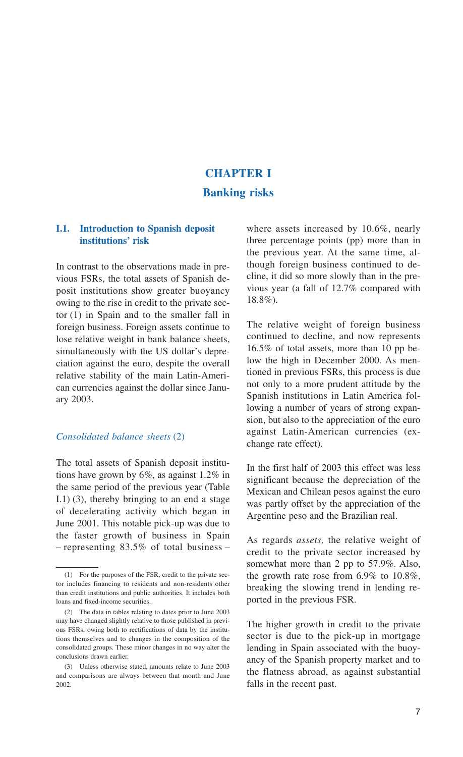# CHAPTER I

## Banking risks

### I.1. Introduction to Spanish deposit institutions' risk

In contrast to the observations made in previous FSRs, the total assets of Spanish deposit institutions show greater buoyancy owing to the rise in credit to the private sector (1) in Spain and to the smaller fall in foreign business. Foreign assets continue to lose relative weight in bank balance sheets, simultaneously with the US dollar's depreciation against the euro, despite the overall relative stability of the main Latin-American currencies against the dollar since January 2003.

*Consolidated balance sheets* (2)

The total assets of Spanish deposit institutions have grown by 6%, as against 1.2% in the same period of the previous year (Table I.1) (3), thereby bringing to an end a stage of decelerating activity which began in June 2001. This notable pick-up was due to the faster growth of business in Spain – representing 83.5% of total business – where assets increased by 10.6%, nearly three percentage points (pp) more than in the previous year. At the same time, although foreign business continued to decline, it did so more slowly than in the previous year (a fall of 12.7% compared with 18.8%).

The relative weight of foreign business continued to decline, and now represents 16.5% of total assets, more than 10 pp below the high in December 2000. As mentioned in previous FSRs, this process is due not only to a more prudent attitude by the Spanish institutions in Latin America following a number of years of strong expansion, but also to the appreciation of the euro against Latin-American currencies (exchange rate effect).

In the first half of 2003 this effect was less significant because the depreciation of the Mexican and Chilean pesos against the euro was partly offset by the appreciation of the Argentine peso and the Brazilian real.

As regards *assets,* the relative weight of credit to the private sector increased by somewhat more than 2 pp to 57.9%. Also, the growth rate rose from 6.9% to 10.8%, breaking the slowing trend in lending reported in the previous FSR.

The higher growth in credit to the private sector is due to the pick-up in mortgage lending in Spain associated with the buoyancy of the Spanish property market and to the flatness abroad, as against substantial falls in the recent past.

---

(1) For the purposes of the FSR, credit to the private sector includes financing to residents and non-residents other than credit institutions and public authorities. It includes both loans and fixed-income securities.

(2) The data in tables relating to dates prior to June 2003 may have changed slightly relative to those published in previous FSRs, owing both to rectifications of data by the institutions themselves and to changes in the composition of the consolidated groups. These minor changes in no way alter the conclusions drawn earlier.

(3) Unless otherwise stated, amounts relate to June 2003 and comparisons are always between that month and June 2002.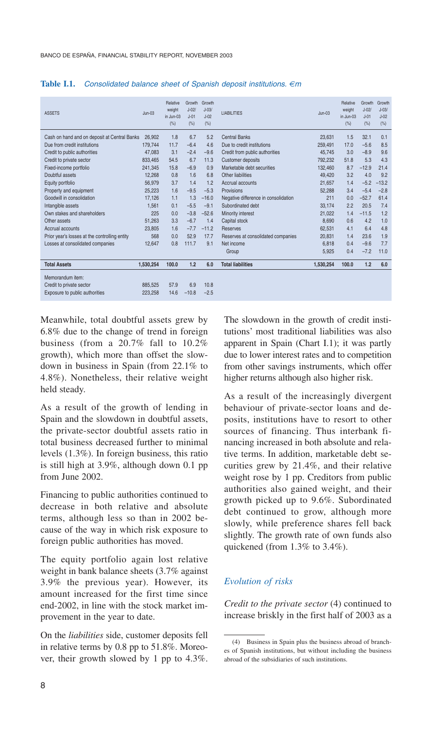**Table I.1.** *Consolidated balance sheet of Spanish deposit institutions. €m*

| ASSETS | Jun-03 | Relative weight in Jun-03 (%) | Growth J-02/ J-01 (%) | Growth J-03/ J-02 (%) | LIABILITIES | Jun-03 | Relative weight in Jun-03 (%) | Growth J-02/ J-01 (%) | Growth J-03/ J-02 (%) |
|---|---|---|---|---|---|---|---|---|---|
| Cash on hand and on deposit at Central Banks | 26,902 | 1.8 | 6.7 | 5.2 | Central Banks | 23,631 | 1.5 | 32.1 | 0.1 |
| Due from credit institutions | 179,744 | 11.7 | −6.4 | 4.6 | Due to credit institutions | 259,491 | 17.0 | −5.6 | 8.5 |
| Credit to public authorities | 47,083 | 3.1 | −2.4 | −9.6 | Credit from public authorities | 45,745 | 3.0 | −8.9 | 9.6 |
| Credit to private sector | 833,465 | 54.5 | 6.7 | 11.3 | Customer deposits | 792,232 | 51.8 | 5.3 | 4.3 |
| Fixed-income portfolio | 241,345 | 15.8 | −6.9 | 0.9 | Marketable debt securities | 132,460 | 8.7 | −12.9 | 21.4 |
| Doubtful assets | 12,268 | 0.8 | 1.6 | 6.8 | Other liabilities | 49,420 | 3.2 | 4.0 | 9.2 |
| Equity portfolio | 56,979 | 3.7 | 1.4 | 1.2 | Accrual accounts | 21,657 | 1.4 | −5.2 | −13.2 |
| Property and equipment | 25,223 | 1.6 | −9.5 | −5.3 | Provisions | 52,288 | 3.4 | −5.4 | −2.8 |
| Goodwill in consolidation | 17,126 | 1.1 | 1.3 | −16.0 | Negative difference in consolidation | 211 | 0.0 | −52.7 | 61.4 |
| Intangible assets | 1,561 | 0.1 | −5.5 | −9.1 | Subordinated debt | 33,174 | 2.2 | 20.5 | 7.4 |
| Own stakes and shareholders | 225 | 0.0 | −3.8 | −52.6 | Minority interest | 21,022 | 1.4 | −11.5 | 1.2 |
| Other assets | 51,263 | 3.3 | −6.7 | 1.4 | Capital stock | 8,690 | 0.6 | 4.2 | 1.0 |
| Accrual accounts | 23,805 | 1.6 | −7.7 | −11.2 | Reserves | 62,531 | 4.1 | 6.4 | 4.8 |
| Prior year's losses at the controlling entity | 568 | 0.0 | 52.9 | 17.7 | Reserves at consolidated companies | 20,831 | 1.4 | 23.6 | 1.9 |
| Losses at consolidated companies | 12,647 | 0.8 | 111.7 | 9.1 | Net income | 6,818 | 0.4 | −9.6 | 7.7 |
| | | | | | Group | 5,925 | 0.4 | −7.2 | 11.0 |
| **Total Assets** | **1,530,254** | **100.0** | **1.2** | **6.0** | **Total liabilities** | **1,530,254** | **100.0** | **1.2** | **6.0** |
| Memorandum item: | | | | | | | | | |
| Credit to private sector | 885,525 | 57.9 | 6.9 | 10.8 | | | | | |
| Exposure to public authorities | 223,258 | 14.6 | −10.8 | −2.5 | | | | | |

Meanwhile, total doubtful assets grew by 6.8% due to the change of trend in foreign business (from a 20.7% fall to 10.2% growth), which more than offset the slowdown in business in Spain (from 22.1% to 4.8%). Nonetheless, their relative weight held steady.

As a result of the growth of lending in Spain and the slowdown in doubtful assets, the private-sector doubtful assets ratio in total business decreased further to minimal levels (1.3%). In foreign business, this ratio is still high at 3.9%, although down 0.1 pp from June 2002.

Financing to public authorities continued to decrease in both relative and absolute terms, although less so than in 2002 because of the way in which risk exposure to foreign public authorities has moved.

The equity portfolio again lost relative weight in bank balance sheets (3.7% against 3.9% the previous year). However, its amount increased for the first time since end-2002, in line with the stock market improvement in the year to date.

On the *liabilities* side, customer deposits fell in relative terms by 0.8 pp to 51.8%. Moreover, their growth slowed by 1 pp to 4.3%. The slowdown in the growth of credit institutions' most traditional liabilities was also apparent in Spain (Chart I.1); it was partly due to lower interest rates and to competition from other savings instruments, which offer higher returns although also higher risk.

As a result of the increasingly divergent behaviour of private-sector loans and deposits, institutions have to resort to other sources of financing. Thus interbank financing increased in both absolute and relative terms. In addition, marketable debt securities grew by 21.4%, and their relative weight rose by 1 pp. Creditors from public authorities also gained weight, and their growth picked up to 9.6%. Subordinated debt continued to grow, although more slowly, while preference shares fell back slightly. The growth rate of own funds also quickened (from 1.3% to 3.4%).

### *Evolution of risks*

*Credit to the private sector* (4) continued to increase briskly in the first half of 2003 as a

(4) Business in Spain plus the business abroad of branches of Spanish institutions, but without including the business abroad of the subsidiaries of such institutions.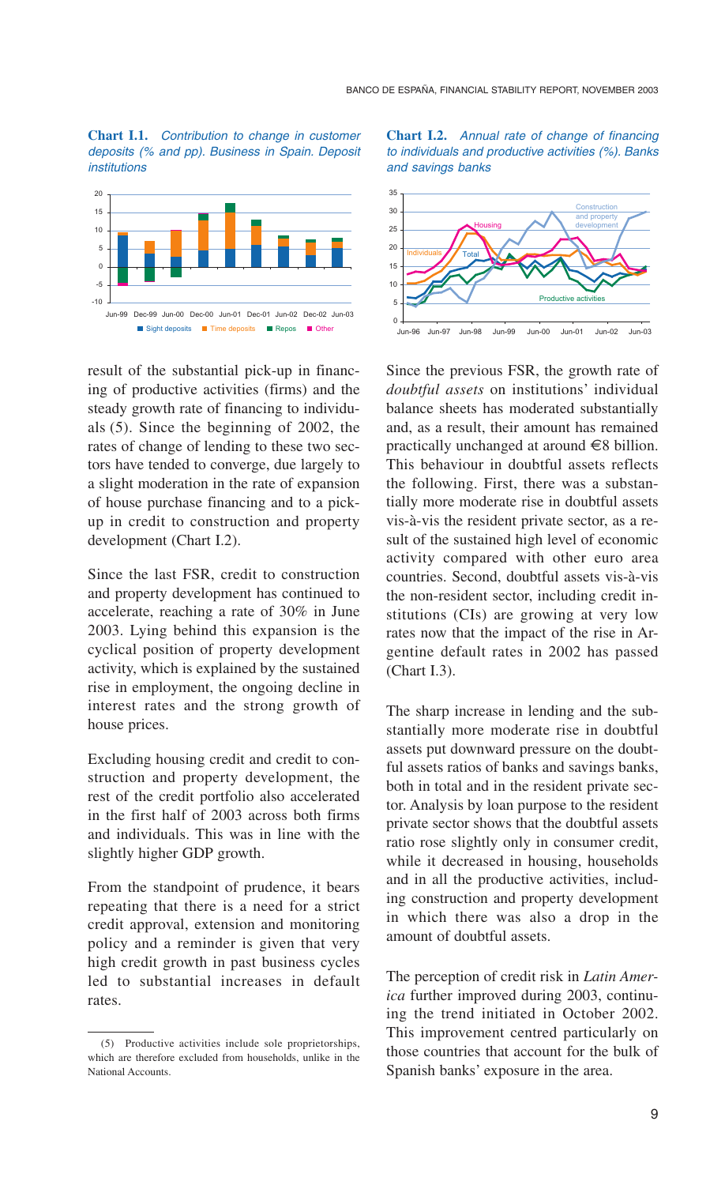**Chart I.1.** *Contribution to change in customer deposits (% and pp). Business in Spain. Deposit institutions*

**Chart I.2.** *Annual rate of change of financing to individuals and productive activities (%). Banks and savings banks*

result of the substantial pick-up in financing of productive activities (firms) and the steady growth rate of financing to individuals (5). Since the beginning of 2002, the rates of change of lending to these two sectors have tended to converge, due largely to a slight moderation in the rate of expansion of house purchase financing and to a pick-up in credit to construction and property development (Chart I.2).

Since the last FSR, credit to construction and property development has continued to accelerate, reaching a rate of 30% in June 2003. Lying behind this expansion is the cyclical position of property development activity, which is explained by the sustained rise in employment, the ongoing decline in interest rates and the strong growth of house prices.

Excluding housing credit and credit to construction and property development, the rest of the credit portfolio also accelerated in the first half of 2003 across both firms and individuals. This was in line with the slightly higher GDP growth.

From the standpoint of prudence, it bears repeating that there is a need for a strict credit approval, extension and monitoring policy and a reminder is given that very high credit growth in past business cycles led to substantial increases in default rates.

Since the previous FSR, the growth rate of *doubtful assets* on institutions' individual balance sheets has moderated substantially and, as a result, their amount has remained practically unchanged at around €8 billion. This behaviour in doubtful assets reflects the following. First, there was a substantially more moderate rise in doubtful assets vis-à-vis the resident private sector, as a result of the sustained high level of economic activity compared with other euro area countries. Second, doubtful assets vis-à-vis the non-resident sector, including credit institutions (CIs) are growing at very low rates now that the impact of the rise in Argentine default rates in 2002 has passed (Chart I.3).

The sharp increase in lending and the substantially more moderate rise in doubtful assets put downward pressure on the doubtful assets ratios of banks and savings banks, both in total and in the resident private sector. Analysis by loan purpose to the resident private sector shows that the doubtful assets ratio rose slightly only in consumer credit, while it decreased in housing, households and in all the productive activities, including construction and property development in which there was also a drop in the amount of doubtful assets.

The perception of credit risk in *Latin America* further improved during 2003, continuing the trend initiated in October 2002. This improvement centred particularly on those countries that account for the bulk of Spanish banks' exposure in the area.

(5) Productive activities include sole proprietorships, which are therefore excluded from households, unlike in the National Accounts.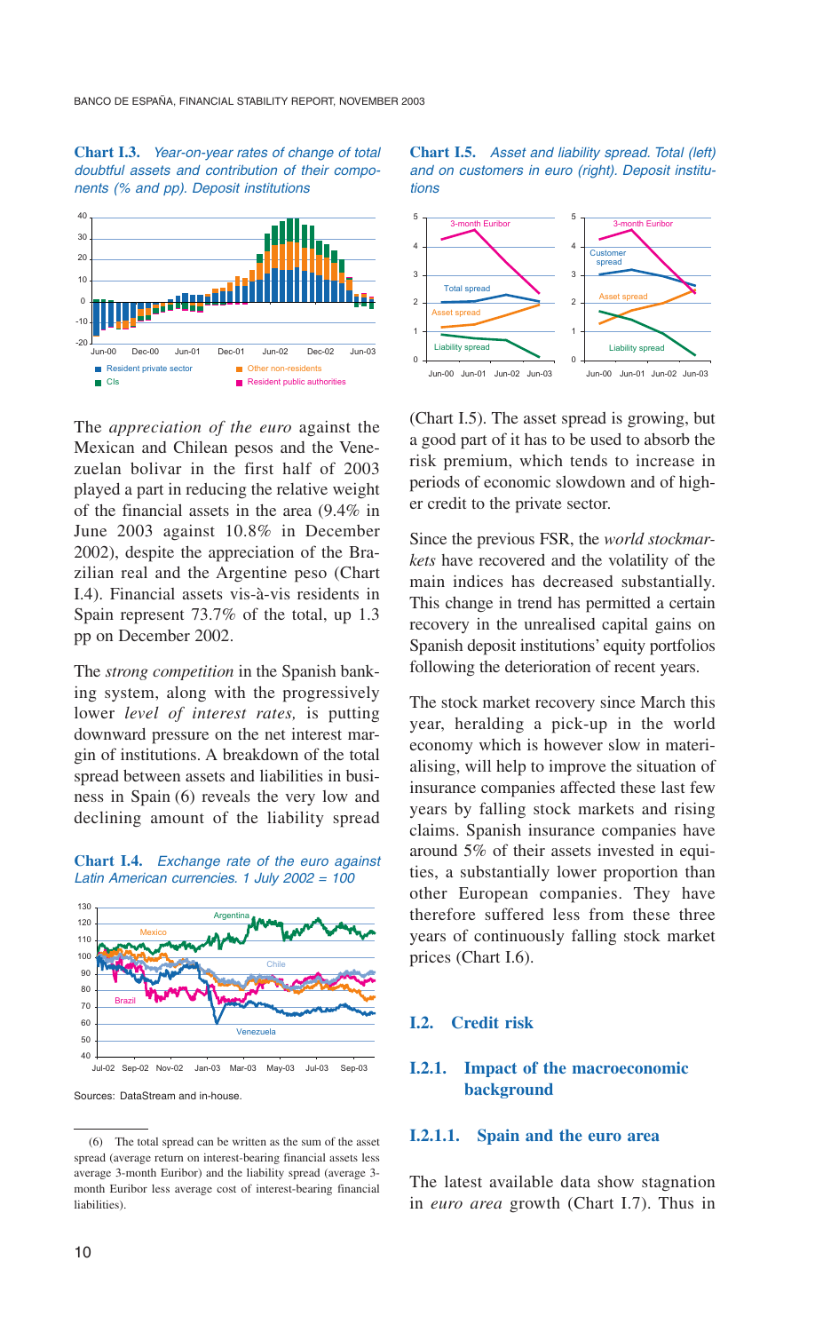**Chart I.3.** *Year-on-year rates of change of total doubtful assets and contribution of their components (% and pp). Deposit institutions*

**Chart I.5.** *Asset and liability spread. Total (left) and on customers in euro (right). Deposit institutions*

The *appreciation of the euro* against the Mexican and Chilean pesos and the Venezuelan bolivar in the first half of 2003 played a part in reducing the relative weight of the financial assets in the area (9.4% in June 2003 against 10.8% in December 2002), despite the appreciation of the Brazilian real and the Argentine peso (Chart I.4). Financial assets vis-à-vis residents in Spain represent 73.7% of the total, up 1.3 pp on December 2002.

The *strong competition* in the Spanish banking system, along with the progressively lower *level of interest rates,* is putting downward pressure on the net interest margin of institutions. A breakdown of the total spread between assets and liabilities in business in Spain (6) reveals the very low and declining amount of the liability spread (Chart I.5). The asset spread is growing, but a good part of it has to be used to absorb the risk premium, which tends to increase in periods of economic slowdown and of higher credit to the private sector.

**Chart I.4.** *Exchange rate of the euro against Latin American currencies. 1 July 2002 = 100*

Sources: DataStream and in-house.

Since the previous FSR, the *world stockmarkets* have recovered and the volatility of the main indices has decreased substantially. This change in trend has permitted a certain recovery in the unrealised capital gains on Spanish deposit institutions' equity portfolios following the deterioration of recent years.

The stock market recovery since March this year, heralding a pick-up in the world economy which is however slow in materialising, will help to improve the situation of insurance companies affected these last few years by falling stock markets and rising claims. Spanish insurance companies have around 5% of their assets invested in equities, a substantially lower proportion than other European companies. They have therefore suffered less from these three years of continuously falling stock market prices (Chart I.6).

## I.2. Credit risk

### I.2.1. Impact of the macroeconomic background

#### I.2.1.1. Spain and the euro area

The latest available data show stagnation in *euro area* growth (Chart I.7). Thus in

(6) The total spread can be written as the sum of the asset spread (average return on interest-bearing financial assets less average 3-month Euribor) and the liability spread (average 3-month Euribor less average cost of interest-bearing financial liabilities).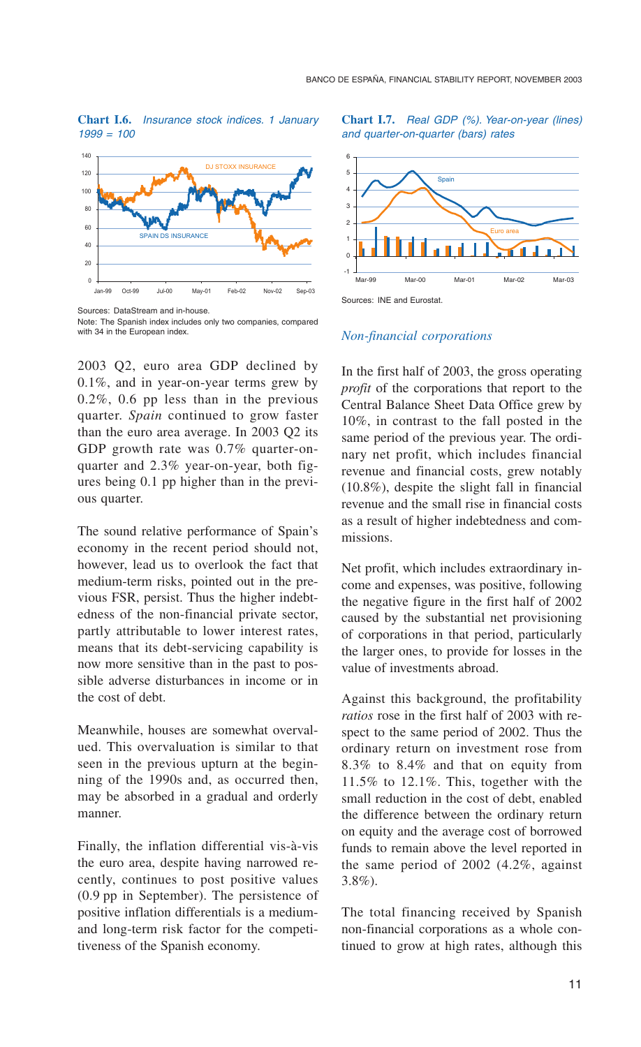**Chart I.6.** *Insurance stock indices. 1 January 1999 = 100*

Sources: DataStream and in-house.
Note: The Spanish index includes only two companies, compared with 34 in the European index.

**Chart I.7.** *Real GDP (%). Year-on-year (lines) and quarter-on-quarter (bars) rates*

Sources: INE and Eurostat.

2003 Q2, euro area GDP declined by 0.1%, and in year-on-year terms grew by 0.2%, 0.6 pp less than in the previous quarter. *Spain* continued to grow faster than the euro area average. In 2003 Q2 its GDP growth rate was 0.7% quarter-on-quarter and 2.3% year-on-year, both figures being 0.1 pp higher than in the previous quarter.

The sound relative performance of Spain's economy in the recent period should not, however, lead us to overlook the fact that medium-term risks, pointed out in the previous FSR, persist. Thus the higher indebtedness of the non-financial private sector, partly attributable to lower interest rates, means that its debt-servicing capability is now more sensitive than in the past to possible adverse disturbances in income or in the cost of debt.

Meanwhile, houses are somewhat overvalued. This overvaluation is similar to that seen in the previous upturn at the beginning of the 1990s and, as occurred then, may be absorbed in a gradual and orderly manner.

Finally, the inflation differential vis-à-vis the euro area, despite having narrowed recently, continues to post positive values (0.9 pp in September). The persistence of positive inflation differentials is a medium- and long-term risk factor for the competitiveness of the Spanish economy.

### *Non-financial corporations*

In the first half of 2003, the gross operating *profit* of the corporations that report to the Central Balance Sheet Data Office grew by 10%, in contrast to the fall posted in the same period of the previous year. The ordinary net profit, which includes financial revenue and financial costs, grew notably (10.8%), despite the slight fall in financial revenue and the small rise in financial costs as a result of higher indebtedness and commissions.

Net profit, which includes extraordinary income and expenses, was positive, following the negative figure in the first half of 2002 caused by the substantial net provisioning of corporations in that period, particularly the larger ones, to provide for losses in the value of investments abroad.

Against this background, the profitability *ratios* rose in the first half of 2003 with respect to the same period of 2002. Thus the ordinary return on investment rose from 8.3% to 8.4% and that on equity from 11.5% to 12.1%. This, together with the small reduction in the cost of debt, enabled the difference between the ordinary return on equity and the average cost of borrowed funds to remain above the level reported in the same period of 2002 (4.2%, against 3.8%).

The total financing received by Spanish non-financial corporations as a whole continued to grow at high rates, although this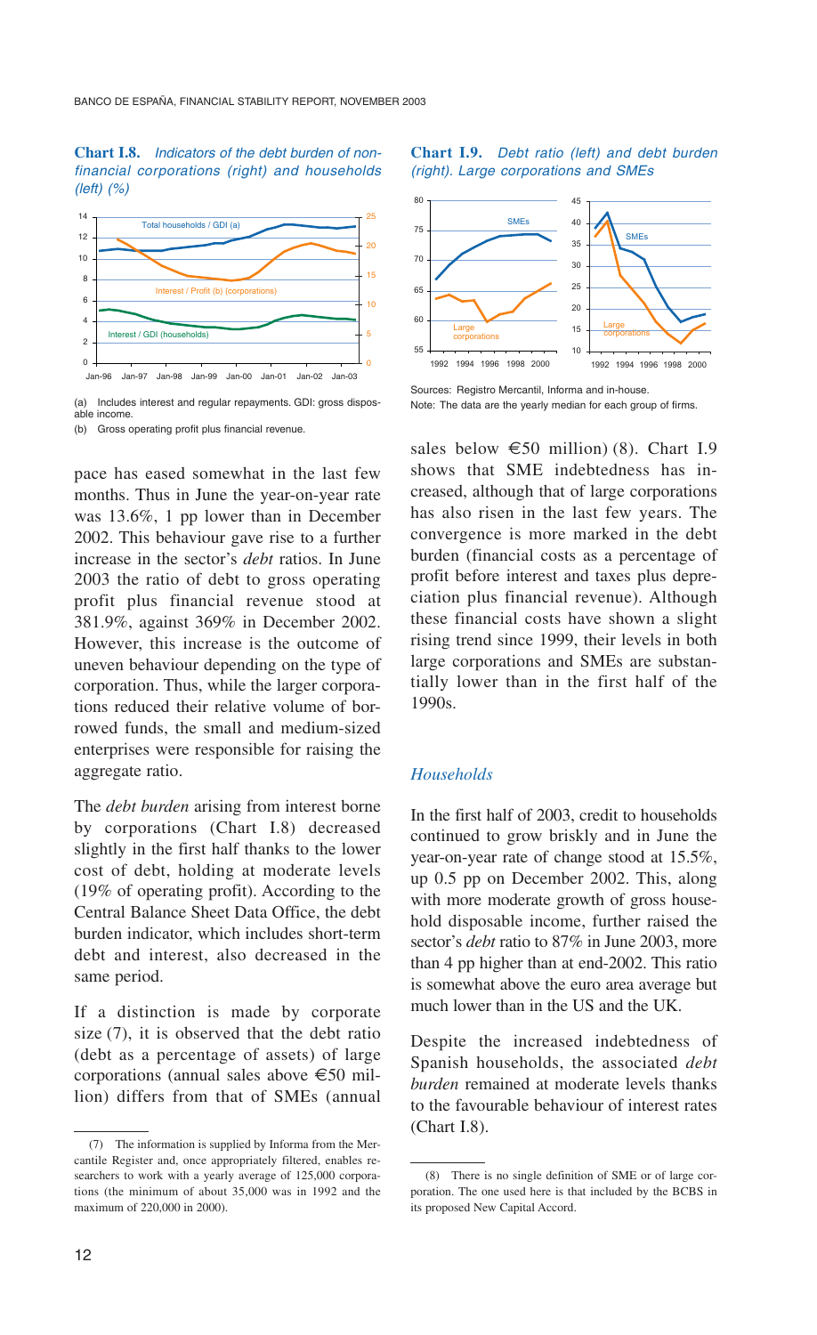**Chart I.8.** *Indicators of the debt burden of non-financial corporations (right) and households (left) (%)*

(a) Includes interest and regular repayments. GDI: gross disposable income.

(b) Gross operating profit plus financial revenue.

**Chart I.9.** *Debt ratio (left) and debt burden (right). Large corporations and SMEs*

Sources: Registro Mercantil, Informa and in-house.

Note: The data are the yearly median for each group of firms.

pace has eased somewhat in the last few months. Thus in June the year-on-year rate was 13.6%, 1 pp lower than in December 2002. This behaviour gave rise to a further increase in the sector's *debt* ratios. In June 2003 the ratio of debt to gross operating profit plus financial revenue stood at 381.9%, against 369% in December 2002. However, this increase is the outcome of uneven behaviour depending on the type of corporation. Thus, while the larger corporations reduced their relative volume of borrowed funds, the small and medium-sized enterprises were responsible for raising the aggregate ratio.

The *debt burden* arising from interest borne by corporations (Chart I.8) decreased slightly in the first half thanks to the lower cost of debt, holding at moderate levels (19% of operating profit). According to the Central Balance Sheet Data Office, the debt burden indicator, which includes short-term debt and interest, also decreased in the same period.

If a distinction is made by corporate size (7), it is observed that the debt ratio (debt as a percentage of assets) of large corporations (annual sales above €50 million) differs from that of SMEs (annual sales below €50 million) (8). Chart I.9 shows that SME indebtedness has increased, although that of large corporations has also risen in the last few years. The convergence is more marked in the debt burden (financial costs as a percentage of profit before interest and taxes plus depreciation plus financial revenue). Although these financial costs have shown a slight rising trend since 1999, their levels in both large corporations and SMEs are substantially lower than in the first half of the 1990s.

### *Households*

In the first half of 2003, credit to households continued to grow briskly and in June the year-on-year rate of change stood at 15.5%, up 0.5 pp on December 2002. This, along with more moderate growth of gross household disposable income, further raised the sector's *debt* ratio to 87% in June 2003, more than 4 pp higher than at end-2002. This ratio is somewhat above the euro area average but much lower than in the US and the UK.

Despite the increased indebtedness of Spanish households, the associated *debt burden* remained at moderate levels thanks to the favourable behaviour of interest rates (Chart I.8).

---

(7) The information is supplied by Informa from the Mercantile Register and, once appropriately filtered, enables researchers to work with a yearly average of 125,000 corporations (the minimum of about 35,000 was in 1992 and the maximum of 220,000 in 2000).

(8) There is no single definition of SME or of large corporation. The one used here is that included by the BCBS in its proposed New Capital Accord.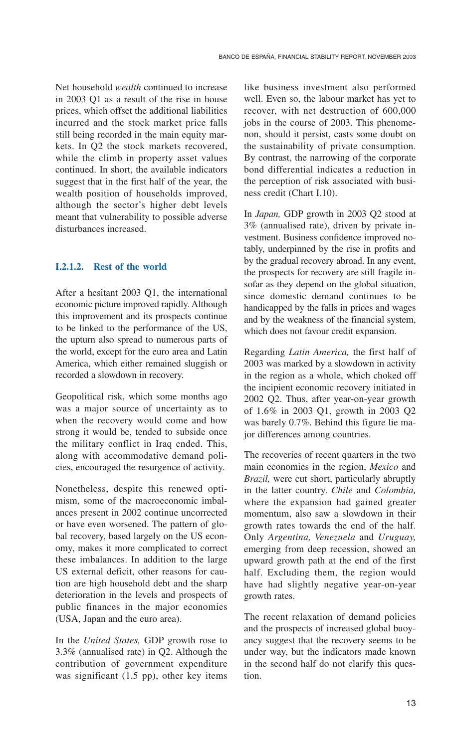Net household *wealth* continued to increase in 2003 Q1 as a result of the rise in house prices, which offset the additional liabilities incurred and the stock market price falls still being recorded in the main equity markets. In Q2 the stock markets recovered, while the climb in property asset values continued. In short, the available indicators suggest that in the first half of the year, the wealth position of households improved, although the sector's higher debt levels meant that vulnerability to possible adverse disturbances increased.

### I.2.1.2. Rest of the world

After a hesitant 2003 Q1, the international economic picture improved rapidly. Although this improvement and its prospects continue to be linked to the performance of the US, the upturn also spread to numerous parts of the world, except for the euro area and Latin America, which either remained sluggish or recorded a slowdown in recovery.

Geopolitical risk, which some months ago was a major source of uncertainty as to when the recovery would come and how strong it would be, tended to subside once the military conflict in Iraq ended. This, along with accommodative demand policies, encouraged the resurgence of activity.

Nonetheless, despite this renewed optimism, some of the macroeconomic imbalances present in 2002 continue uncorrected or have even worsened. The pattern of global recovery, based largely on the US economy, makes it more complicated to correct these imbalances. In addition to the large US external deficit, other reasons for caution are high household debt and the sharp deterioration in the levels and prospects of public finances in the major economies (USA, Japan and the euro area).

In the *United States,* GDP growth rose to 3.3% (annualised rate) in Q2. Although the contribution of government expenditure was significant (1.5 pp), other key items like business investment also performed well. Even so, the labour market has yet to recover, with net destruction of 600,000 jobs in the course of 2003. This phenomenon, should it persist, casts some doubt on the sustainability of private consumption. By contrast, the narrowing of the corporate bond differential indicates a reduction in the perception of risk associated with business credit (Chart I.10).

In *Japan,* GDP growth in 2003 Q2 stood at 3% (annualised rate), driven by private investment. Business confidence improved notably, underpinned by the rise in profits and by the gradual recovery abroad. In any event, the prospects for recovery are still fragile insofar as they depend on the global situation, since domestic demand continues to be handicapped by the falls in prices and wages and by the weakness of the financial system, which does not favour credit expansion.

Regarding *Latin America,* the first half of 2003 was marked by a slowdown in activity in the region as a whole, which choked off the incipient economic recovery initiated in 2002 Q2. Thus, after year-on-year growth of 1.6% in 2003 Q1, growth in 2003 Q2 was barely 0.7%. Behind this figure lie major differences among countries.

The recoveries of recent quarters in the two main economies in the region, *Mexico* and *Brazil,* were cut short, particularly abruptly in the latter country. *Chile* and *Colombia,* where the expansion had gained greater momentum, also saw a slowdown in their growth rates towards the end of the half. Only *Argentina, Venezuela* and *Uruguay,* emerging from deep recession, showed an upward growth path at the end of the first half. Excluding them, the region would have had slightly negative year-on-year growth rates.

The recent relaxation of demand policies and the prospects of increased global buoyancy suggest that the recovery seems to be under way, but the indicators made known in the second half do not clarify this question.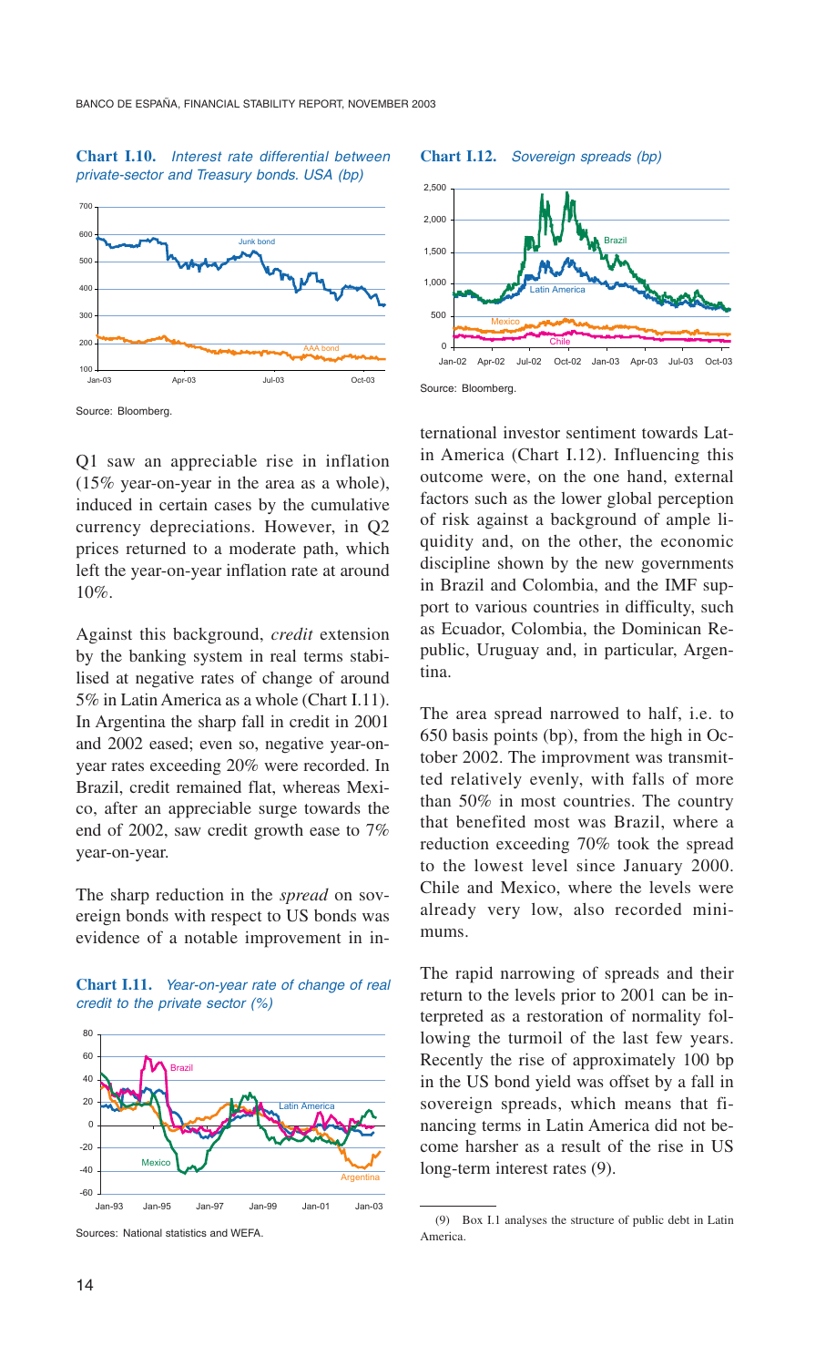**Chart I.10.** *Interest rate differential between private-sector and Treasury bonds. USA (bp)*

Source: Bloomberg.

Q1 saw an appreciable rise in inflation (15% year-on-year in the area as a whole), induced in certain cases by the cumulative currency depreciations. However, in Q2 prices returned to a moderate path, which left the year-on-year inflation rate at around 10%.

Against this background, *credit* extension by the banking system in real terms stabilised at negative rates of change of around 5% in Latin America as a whole (Chart I.11). In Argentina the sharp fall in credit in 2001 and 2002 eased; even so, negative year-on-year rates exceeding 20% were recorded. In Brazil, credit remained flat, whereas Mexico, after an appreciable surge towards the end of 2002, saw credit growth ease to 7% year-on-year.

The sharp reduction in the *spread* on sovereign bonds with respect to US bonds was evidence of a notable improvement in international investor sentiment towards Latin America (Chart I.12). Influencing this outcome were, on the one hand, external factors such as the lower global perception of risk against a background of ample liquidity and, on the other, the economic discipline shown by the new governments in Brazil and Colombia, and the IMF support to various countries in difficulty, such as Ecuador, Colombia, the Dominican Republic, Uruguay and, in particular, Argentina.

**Chart I.11.** *Year-on-year rate of change of real credit to the private sector (%)*

Sources: National statistics and WEFA.

**Chart I.12.** *Sovereign spreads (bp)*

Source: Bloomberg.

The area spread narrowed to half, i.e. to 650 basis points (bp), from the high in October 2002. The improvment was transmitted relatively evenly, with falls of more than 50% in most countries. The country that benefited most was Brazil, where a reduction exceeding 70% took the spread to the lowest level since January 2000. Chile and Mexico, where the levels were already very low, also recorded minimums.

The rapid narrowing of spreads and their return to the levels prior to 2001 can be interpreted as a restoration of normality following the turmoil of the last few years. Recently the rise of approximately 100 bp in the US bond yield was offset by a fall in sovereign spreads, which means that financing terms in Latin America did not become harsher as a result of the rise in US long-term interest rates (9).

(9) Box I.1 analyses the structure of public debt in Latin America.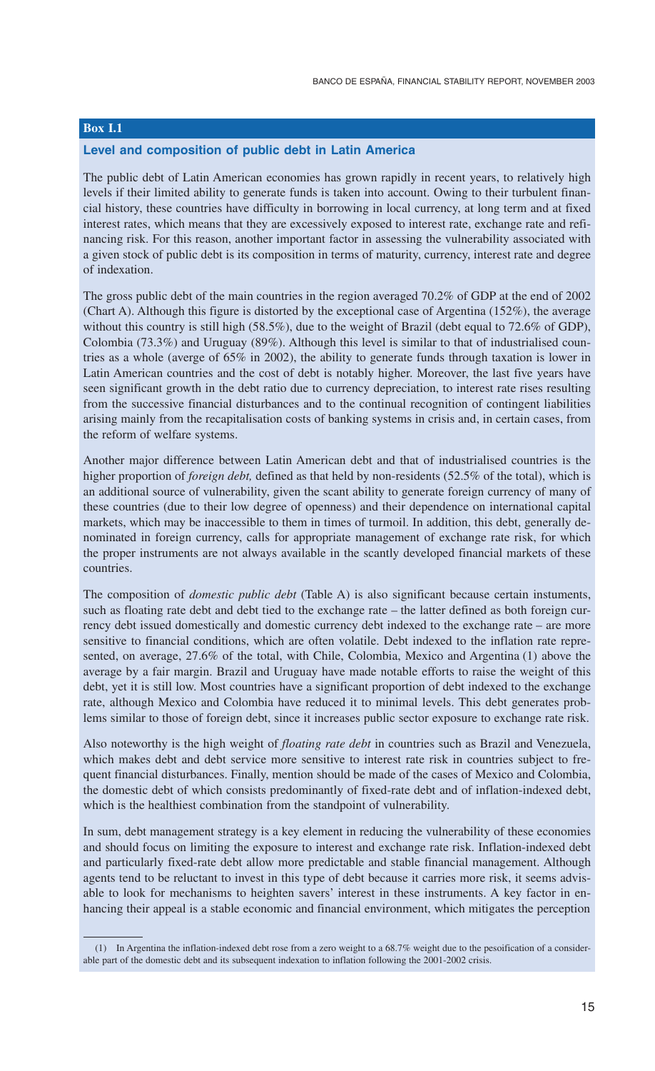**Box I.1**

### Level and composition of public debt in Latin America

The public debt of Latin American economies has grown rapidly in recent years, to relatively high levels if their limited ability to generate funds is taken into account. Owing to their turbulent financial history, these countries have difficulty in borrowing in local currency, at long term and at fixed interest rates, which means that they are excessively exposed to interest rate, exchange rate and refinancing risk. For this reason, another important factor in assessing the vulnerability associated with a given stock of public debt is its composition in terms of maturity, currency, interest rate and degree of indexation.

The gross public debt of the main countries in the region averaged 70.2% of GDP at the end of 2002 (Chart A). Although this figure is distorted by the exceptional case of Argentina (152%), the average without this country is still high (58.5%), due to the weight of Brazil (debt equal to 72.6% of GDP), Colombia (73.3%) and Uruguay (89%). Although this level is similar to that of industrialised countries as a whole (averge of 65% in 2002), the ability to generate funds through taxation is lower in Latin American countries and the cost of debt is notably higher. Moreover, the last five years have seen significant growth in the debt ratio due to currency depreciation, to interest rate rises resulting from the successive financial disturbances and to the continual recognition of contingent liabilities arising mainly from the recapitalisation costs of banking systems in crisis and, in certain cases, from the reform of welfare systems.

Another major difference between Latin American debt and that of industrialised countries is the higher proportion of *foreign debt,* defined as that held by non-residents (52.5% of the total), which is an additional source of vulnerability, given the scant ability to generate foreign currency of many of these countries (due to their low degree of openness) and their dependence on international capital markets, which may be inaccessible to them in times of turmoil. In addition, this debt, generally denominated in foreign currency, calls for appropriate management of exchange rate risk, for which the proper instruments are not always available in the scantly developed financial markets of these countries.

The composition of *domestic public debt* (Table A) is also significant because certain instuments, such as floating rate debt and debt tied to the exchange rate – the latter defined as both foreign currency debt issued domestically and domestic currency debt indexed to the exchange rate – are more sensitive to financial conditions, which are often volatile. Debt indexed to the inflation rate represented, on average, 27.6% of the total, with Chile, Colombia, Mexico and Argentina (1) above the average by a fair margin. Brazil and Uruguay have made notable efforts to raise the weight of this debt, yet it is still low. Most countries have a significant proportion of debt indexed to the exchange rate, although Mexico and Colombia have reduced it to minimal levels. This debt generates problems similar to those of foreign debt, since it increases public sector exposure to exchange rate risk.

Also noteworthy is the high weight of *floating rate debt* in countries such as Brazil and Venezuela, which makes debt and debt service more sensitive to interest rate risk in countries subject to frequent financial disturbances. Finally, mention should be made of the cases of Mexico and Colombia, the domestic debt of which consists predominantly of fixed-rate debt and of inflation-indexed debt, which is the healthiest combination from the standpoint of vulnerability.

In sum, debt management strategy is a key element in reducing the vulnerability of these economies and should focus on limiting the exposure to interest and exchange rate risk. Inflation-indexed debt and particularly fixed-rate debt allow more predictable and stable financial management. Although agents tend to be reluctant to invest in this type of debt because it carries more risk, it seems advisable to look for mechanisms to heighten savers' interest in these instruments. A key factor in enhancing their appeal is a stable economic and financial environment, which mitigates the perception

(1) In Argentina the inflation-indexed debt rose from a zero weight to a 68.7% weight due to the pesoification of a considerable part of the domestic debt and its subsequent indexation to inflation following the 2001-2002 crisis.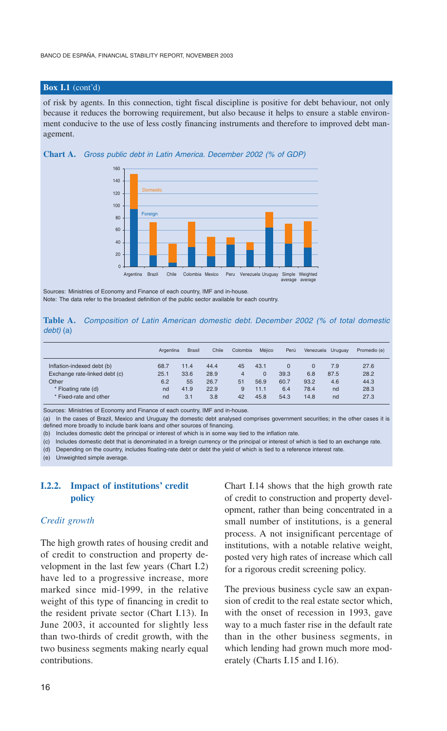**Box I.1** (cont'd)

of risk by agents. In this connection, tight fiscal discipline is positive for debt behaviour, not only because it reduces the borrowing requirement, but also because it helps to ensure a stable environment conducive to the use of less costly financing instruments and therefore to improved debt management.

**Chart A.** *Gross public debt in Latin America. December 2002 (% of GDP)*

Sources: Ministries of Economy and Finance of each country, IMF and in-house.
Note: The data refer to the broadest definition of the public sector available for each country.

**Table A.** *Composition of Latin American domestic debt. December 2002 (% of total domestic debt)* (a)

| | Argentina | Brasil | Chile | Colombia | Méjico | Perú | Venezuela | Uruguay | Promedio (e) |
|---|---|---|---|---|---|---|---|---|---|
| Inflation-indexed debt (b) | 68.7 | 11.4 | 44.4 | 45 | 43.1 | 0 | 0 | 7.9 | 27.6 |
| Exchange rate-linked debt (c) | 25.1 | 33.6 | 28.9 | 4 | 0 | 39.3 | 6.8 | 87.5 | 28.2 |
| Other | 6.2 | 55 | 26.7 | 51 | 56.9 | 60.7 | 93.2 | 4.6 | 44.3 |
| * Floating rate (d) | nd | 41.9 | 22.9 | 9 | 11.1 | 6.4 | 78.4 | nd | 28.3 |
| * Fixed-rate and other | nd | 3.1 | 3.8 | 42 | 45.8 | 54.3 | 14.8 | nd | 27.3 |

Sources: Ministries of Economy and Finance of each country, IMF and in-house.

(a) In the cases of Brazil, Mexico and Uruguay the domestic debt analysed comprises government securities; in the other cases it is defined more broadly to include bank loans and other sources of financing.

(b) Includes domestic debt the principal or interest of which is in some way tied to the inflation rate.

(c) Includes domestic debt that is denominated in a foreign currency or the principal or interest of which is tied to an exchange rate.

(d) Depending on the country, includes floating-rate debt or debt the yield of which is tied to a reference interest rate.

(e) Unweighted simple average.

### I.2.2. Impact of institutions' credit policy

*Credit growth*

The high growth rates of housing credit and of credit to construction and property development in the last few years (Chart I.2) have led to a progressive increase, more marked since mid-1999, in the relative weight of this type of financing in credit to the resident private sector (Chart I.13). In June 2003, it accounted for slightly less than two-thirds of credit growth, with the two business segments making nearly equal contributions.

Chart I.14 shows that the high growth rate of credit to construction and property development, rather than being concentrated in a small number of institutions, is a general process. A not insignificant percentage of institutions, with a notable relative weight, posted very high rates of increase which call for a rigorous credit screening policy.

The previous business cycle saw an expansion of credit to the real estate sector which, with the onset of recession in 1993, gave way to a much faster rise in the default rate than in the other business segments, in which lending had grown much more moderately (Charts I.15 and I.16).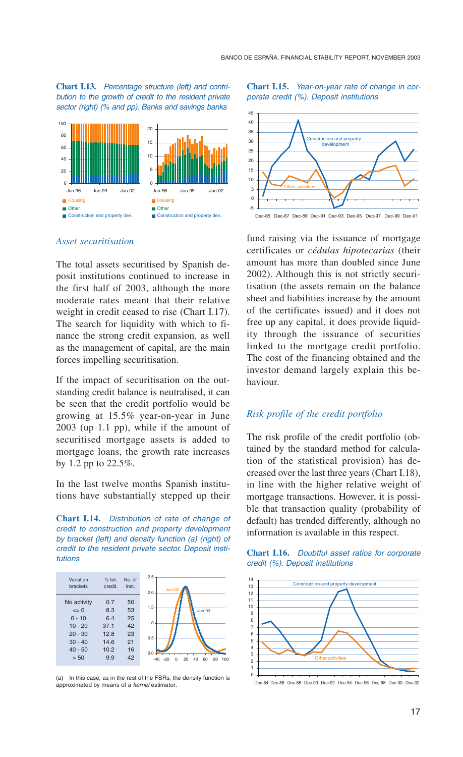**Chart I.13.** *Percentage structure (left) and contribution to the growth of credit to the resident private sector (right) (% and pp). Banks and savings banks*

**Chart I.15.** *Year-on-year rate of change in corporate credit (%). Deposit institutions*

### *Asset securitisation*

The total assets securitised by Spanish deposit institutions continued to increase in the first half of 2003, although the more moderate rates meant that their relative weight in credit ceased to rise (Chart I.17). The search for liquidity with which to finance the strong credit expansion, as well as the management of capital, are the main forces impelling securitisation.

If the impact of securitisation on the outstanding credit balance is neutralised, it can be seen that the credit portfolio would be growing at 15.5% year-on-year in June 2003 (up 1.1 pp), while if the amount of securitised mortgage assets is added to mortgage loans, the growth rate increases by 1.2 pp to 22.5%.

In the last twelve months Spanish institutions have substantially stepped up their fund raising via the issuance of mortgage certificates or *cédulas hipotecarias* (their amount has more than doubled since June 2002). Although this is not strictly securitisation (the assets remain on the balance sheet and liabilities increase by the amount of the certificates issued) and it does not free up any capital, it does provide liquidity through the issuance of securities linked to the mortgage credit portfolio. The cost of the financing obtained and the investor demand largely explain this behaviour.

**Chart I.14.** *Distribution of rate of change of credit to construction and property development by bracket (left) and density function (a) (right) of credit to the resident private sector. Deposit institutions*

| Variation brackets | % tot. credit. | No. of inst. |
|---|---|---|
| No activity | 0.7 | 50 |
| <= 0 | 8.3 | 53 |
| 0 - 10 | 6.4 | 25 |
| 10 - 20 | 37.1 | 42 |
| 20 - 30 | 12.8 | 23 |
| 30 - 40 | 14.6 | 21 |
| 40 - 50 | 10.2 | 16 |
| > 50 | 9.9 | 42 |

(a) In this case, as in the rest of the FSRs, the density function is approximated by means of a *kernel* estimator.

### *Risk profile of the credit portfolio*

The risk profile of the credit portfolio (obtained by the standard method for calculation of the statistical provision) has decreased over the last three years (Chart I.18), in line with the higher relative weight of mortgage transactions. However, it is possible that transaction quality (probability of default) has trended differently, although no information is available in this respect.

**Chart I.16.** *Doubtful asset ratios for corporate credit (%). Deposit institutions*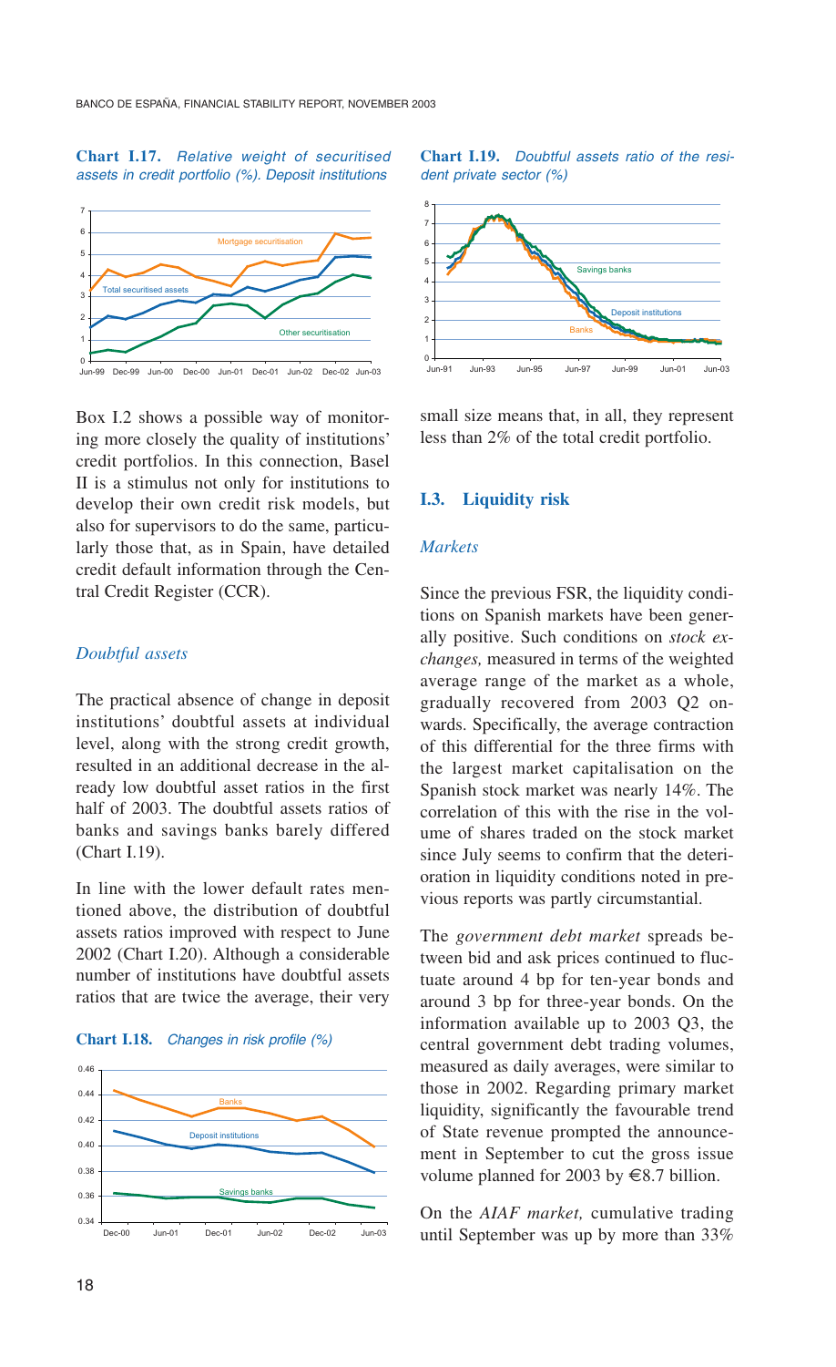**Chart I.17.** *Relative weight of securitised assets in credit portfolio (%). Deposit institutions*

**Chart I.19.** *Doubtful assets ratio of the resident private sector (%)*

Box I.2 shows a possible way of monitoring more closely the quality of institutions' credit portfolios. In this connection, Basel II is a stimulus not only for institutions to develop their own credit risk models, but also for supervisors to do the same, particularly those that, as in Spain, have detailed credit default information through the Central Credit Register (CCR).

### *Doubtful assets*

The practical absence of change in deposit institutions' doubtful assets at individual level, along with the strong credit growth, resulted in an additional decrease in the already low doubtful asset ratios in the first half of 2003. The doubtful assets ratios of banks and savings banks barely differed (Chart I.19).

In line with the lower default rates mentioned above, the distribution of doubtful assets ratios improved with respect to June 2002 (Chart I.20). Although a considerable number of institutions have doubtful assets ratios that are twice the average, their very small size means that, in all, they represent less than 2% of the total credit portfolio.

**Chart I.18.** *Changes in risk profile (%)*

## I.3. Liquidity risk

### *Markets*

Since the previous FSR, the liquidity conditions on Spanish markets have been generally positive. Such conditions on *stock exchanges,* measured in terms of the weighted average range of the market as a whole, gradually recovered from 2003 Q2 onwards. Specifically, the average contraction of this differential for the three firms with the largest market capitalisation on the Spanish stock market was nearly 14%. The correlation of this with the rise in the volume of shares traded on the stock market since July seems to confirm that the deterioration in liquidity conditions noted in previous reports was partly circumstantial.

The *government debt market* spreads between bid and ask prices continued to fluctuate around 4 bp for ten-year bonds and around 3 bp for three-year bonds. On the information available up to 2003 Q3, the central government debt trading volumes, measured as daily averages, were similar to those in 2002. Regarding primary market liquidity, significantly the favourable trend of State revenue prompted the announcement in September to cut the gross issue volume planned for 2003 by €8.7 billion.

On the *AIAF market,* cumulative trading until September was up by more than 33%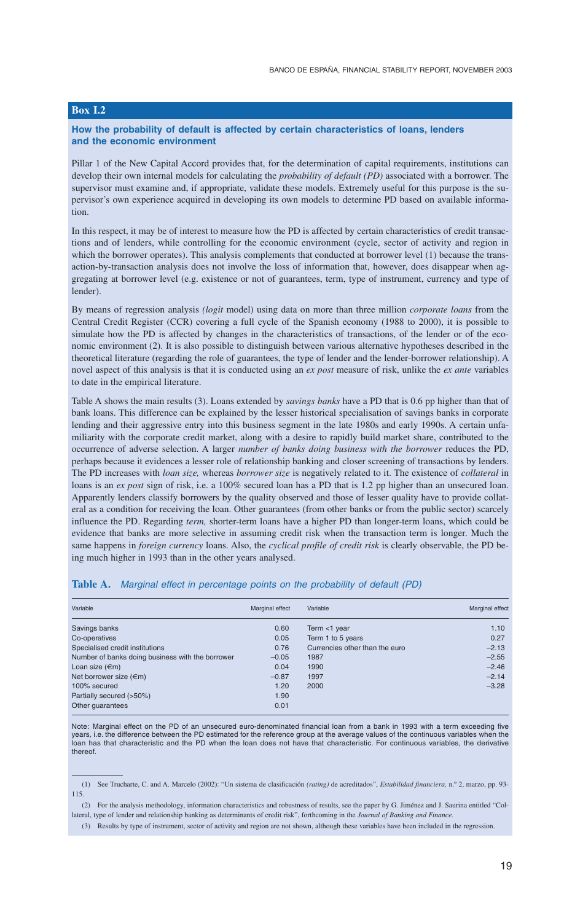## Box I.2

### How the probability of default is affected by certain characteristics of loans, lenders and the economic environment

Pillar 1 of the New Capital Accord provides that, for the determination of capital requirements, institutions can develop their own internal models for calculating the *probability of default (PD)* associated with a borrower. The supervisor must examine and, if appropriate, validate these models. Extremely useful for this purpose is the supervisor's own experience acquired in developing its own models to determine PD based on available information.

In this respect, it may be of interest to measure how the PD is affected by certain characteristics of credit transactions and of lenders, while controlling for the economic environment (cycle, sector of activity and region in which the borrower operates). This analysis complements that conducted at borrower level (1) because the transaction-by-transaction analysis does not involve the loss of information that, however, does disappear when aggregating at borrower level (e.g. existence or not of guarantees, term, type of instrument, currency and type of lender).

By means of regression analysis *(logit* model) using data on more than three million *corporate loans* from the Central Credit Register (CCR) covering a full cycle of the Spanish economy (1988 to 2000), it is possible to simulate how the PD is affected by changes in the characteristics of transactions, of the lender or of the economic environment (2). It is also possible to distinguish between various alternative hypotheses described in the theoretical literature (regarding the role of guarantees, the type of lender and the lender-borrower relationship). A novel aspect of this analysis is that it is conducted using an *ex post* measure of risk, unlike the *ex ante* variables to date in the empirical literature.

Table A shows the main results (3). Loans extended by *savings banks* have a PD that is 0.6 pp higher than that of bank loans. This difference can be explained by the lesser historical specialisation of savings banks in corporate lending and their aggressive entry into this business segment in the late 1980s and early 1990s. A certain unfamiliarity with the corporate credit market, along with a desire to rapidly build market share, contributed to the occurrence of adverse selection. A larger *number of banks doing business with the borrower* reduces the PD, perhaps because it evidences a lesser role of relationship banking and closer screening of transactions by lenders. The PD increases with *loan size,* whereas *borrower size* is negatively related to it. The existence of *collateral* in loans is an *ex post* sign of risk, i.e. a 100% secured loan has a PD that is 1.2 pp higher than an unsecured loan. Apparently lenders classify borrowers by the quality observed and those of lesser quality have to provide collateral as a condition for receiving the loan. Other guarantees (from other banks or from the public sector) scarcely influence the PD. Regarding *term,* shorter-term loans have a higher PD than longer-term loans, which could be evidence that banks are more selective in assuming credit risk when the transaction term is longer. Much the same happens in *foreign currency* loans. Also, the *cyclical profile of credit risk* is clearly observable, the PD being much higher in 1993 than in the other years analysed.

**Table A.** *Marginal effect in percentage points on the probability of default (PD)*

| Variable | Marginal effect | Variable | Marginal effect |
|---|---|---|---|
| Savings banks | 0.60 | Term <1 year | 1.10 |
| Co-operatives | 0.05 | Term 1 to 5 years | 0.27 |
| Specialised credit institutions | 0.76 | Currencies other than the euro | –2.13 |
| Number of banks doing business with the borrower | –0.05 | 1987 | –2.55 |
| Loan size (€m) | 0.04 | 1990 | –2.46 |
| Net borrower size (€m) | –0.87 | 1997 | –2.14 |
| 100% secured | 1.20 | 2000 | –3.28 |
| Partially secured (>50%) | 1.90 | | |
| Other guarantees | 0.01 | | |

Note: Marginal effect on the PD of an unsecured euro-denominated financial loan from a bank in 1993 with a term exceeding five years, i.e. the difference between the PD estimated for the reference group at the average values of the continuous variables when the loan has that characteristic and the PD when the loan does not have that characteristic. For continuous variables, the derivative thereof.

(1) See Trucharte, C. and A. Marcelo (2002): "Un sistema de clasificación *(rating)* de acreditados", *Estabilidad financiera,* n.º 2, marzo, pp. 93-115.

(2) For the analysis methodology, information characteristics and robustness of results, see the paper by G. Jiménez and J. Saurina entitled "Collateral, type of lender and relationship banking as determinants of credit risk", forthcoming in the *Journal of Banking and Finance*.

(3) Results by type of instrument, sector of activity and region are not shown, although these variables have been included in the regression.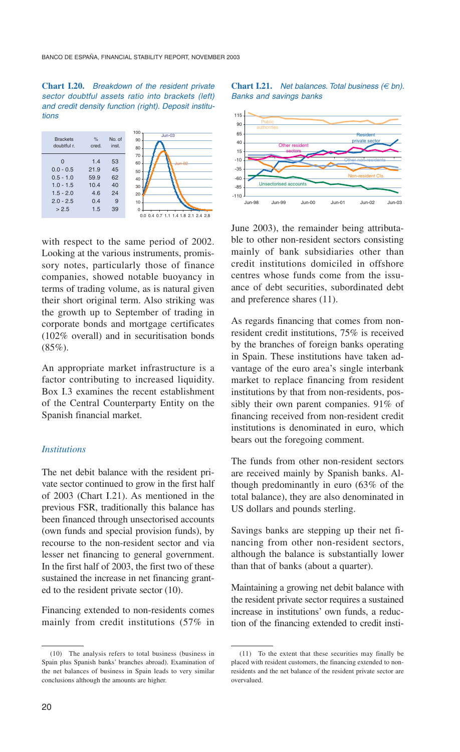**Chart I.20.** *Breakdown of the resident private sector doubtful assets ratio into brackets (left) and credit density function (right). Deposit institutions*

| Brackets doubtful r. | % cred. | No. of inst. |
|---|---|---|
| 0 | 1.4 | 53 |
| 0.0 - 0.5 | 21.9 | 45 |
| 0.5 - 1.0 | 59.9 | 62 |
| 1.0 - 1.5 | 10.4 | 40 |
| 1.5 - 2.0 | 4.6 | 24 |
| 2.0 - 2.5 | 0.4 | 9 |
| > 2.5 | 1.5 | 39 |

**Chart I.21.** *Net balances. Total business (€ bn). Banks and savings banks*

with respect to the same period of 2002. Looking at the various instruments, promissory notes, particularly those of finance companies, showed notable buoyancy in terms of trading volume, as is natural given their short original term. Also striking was the growth up to September of trading in corporate bonds and mortgage certificates (102% overall) and in securitisation bonds (85%).

An appropriate market infrastructure is a factor contributing to increased liquidity. Box I.3 examines the recent establishment of the Central Counterparty Entity on the Spanish financial market.

### *Institutions*

The net debit balance with the resident private sector continued to grow in the first half of 2003 (Chart I.21). As mentioned in the previous FSR, traditionally this balance has been financed through unsectorised accounts (own funds and special provision funds), by recourse to the non-resident sector and via lesser net financing to general government. In the first half of 2003, the first two of these sustained the increase in net financing granted to the resident private sector (10).

Financing extended to non-residents comes mainly from credit institutions (57% in June 2003), the remainder being attributable to other non-resident sectors consisting mainly of bank subsidiaries other than credit institutions domiciled in offshore centres whose funds come from the issuance of debt securities, subordinated debt and preference shares (11).

As regards financing that comes from non-resident credit institutions, 75% is received by the branches of foreign banks operating in Spain. These institutions have taken advantage of the euro area's single interbank market to replace financing from resident institutions by that from non-residents, possibly their own parent companies. 91% of financing received from non-resident credit institutions is denominated in euro, which bears out the foregoing comment.

The funds from other non-resident sectors are received mainly by Spanish banks. Although predominantly in euro (63% of the total balance), they are also denominated in US dollars and pounds sterling.

Savings banks are stepping up their net financing from other non-resident sectors, although the balance is substantially lower than that of banks (about a quarter).

Maintaining a growing net debit balance with the resident private sector requires a sustained increase in institutions' own funds, a reduction of the financing extended to credit insti-

(10) The analysis refers to total business (business in Spain plus Spanish banks' branches abroad). Examination of the net balances of business in Spain leads to very similar conclusions although the amounts are higher.

(11) To the extent that these securities may finally be placed with resident customers, the financing extended to non-residents and the net balance of the resident private sector are overvalued.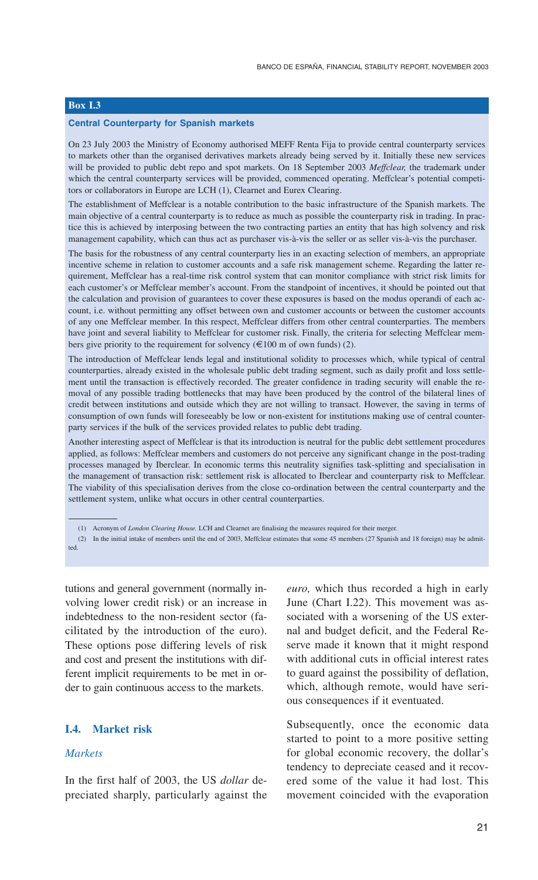### Box I.3

#### Central Counterparty for Spanish markets

On 23 July 2003 the Ministry of Economy authorised MEFF Renta Fija to provide central counterparty services to markets other than the organised derivatives markets already being served by it. Initially these new services will be provided to public debt repo and spot markets. On 18 September 2003 *Meffclear,* the trademark under which the central counterparty services will be provided, commenced operating. Meffclear's potential competitors or collaborators in Europe are LCH (1), Clearnet and Eurex Clearing.

The establishment of Meffclear is a notable contribution to the basic infrastructure of the Spanish markets. The main objective of a central counterparty is to reduce as much as possible the counterparty risk in trading. In practice this is achieved by interposing between the two contracting parties an entity that has high solvency and risk management capability, which can thus act as purchaser vis-à-vis the seller or as seller vis-à-vis the purchaser.

The basis for the robustness of any central counterparty lies in an exacting selection of members, an appropriate incentive scheme in relation to customer accounts and a safe risk management scheme. Regarding the latter requirement, Meffclear has a real-time risk control system that can monitor compliance with strict risk limits for each customer's or Meffclear member's account. From the standpoint of incentives, it should be pointed out that the calculation and provision of guarantees to cover these exposures is based on the modus operandi of each account, i.e. without permitting any offset between own and customer accounts or between the customer accounts of any one Meffclear member. In this respect, Meffclear differs from other central counterparties. The members have joint and several liability to Meffclear for customer risk. Finally, the criteria for selecting Meffclear members give priority to the requirement for solvency (€100 m of own funds) (2).

The introduction of Meffclear lends legal and institutional solidity to processes which, while typical of central counterparties, already existed in the wholesale public debt trading segment, such as daily profit and loss settlement until the transaction is effectively recorded. The greater confidence in trading security will enable the removal of any possible trading bottlenecks that may have been produced by the control of the bilateral lines of credit between institutions and outside which they are not willing to transact. However, the saving in terms of consumption of own funds will foreseeably be low or non-existent for institutions making use of central counterparty services if the bulk of the services provided relates to public debt trading.

Another interesting aspect of Meffclear is that its introduction is neutral for the public debt settlement procedures applied, as follows: Meffclear members and customers do not perceive any significant change in the post-trading processes managed by Iberclear. In economic terms this neutrality signifies task-splitting and specialisation in the management of transaction risk: settlement risk is allocated to Iberclear and counterparty risk to Meffclear. The viability of this specialisation derives from the close co-ordination between the central counterparty and the settlement system, unlike what occurs in other central counterparties.

(1) Acronym of *London Clearing House.* LCH and Clearnet are finalising the measures required for their merger.

(2) In the initial intake of members until the end of 2003, Meffclear estimates that some 45 members (27 Spanish and 18 foreign) may be admitted.

tutions and general government (normally involving lower credit risk) or an increase in indebtedness to the non-resident sector (facilitated by the introduction of the euro). These options pose differing levels of risk and cost and present the institutions with different implicit requirements to be met in order to gain continuous access to the markets.

## I.4. Market risk

### *Markets*

In the first half of 2003, the US *dollar* depreciated sharply, particularly against the *euro,* which thus recorded a high in early June (Chart I.22). This movement was associated with a worsening of the US external and budget deficit, and the Federal Reserve made it known that it might respond with additional cuts in official interest rates to guard against the possibility of deflation, which, although remote, would have serious consequences if it eventuated.

Subsequently, once the economic data started to point to a more positive setting for global economic recovery, the dollar's tendency to depreciate ceased and it recovered some of the value it had lost. This movement coincided with the evaporation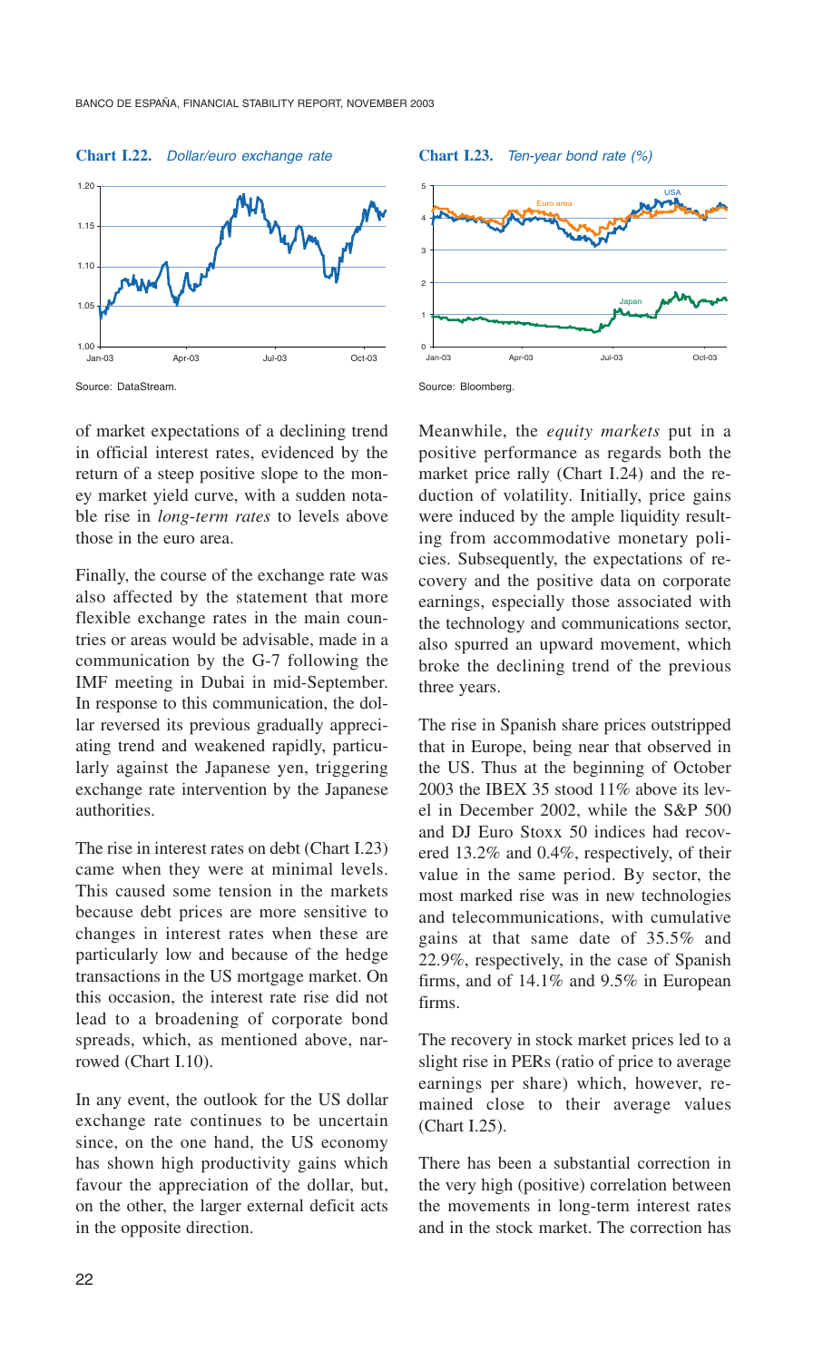**Chart I.22.** *Dollar/euro exchange rate*

Source: DataStream.

**Chart I.23.** *Ten-year bond rate (%)*

Source: Bloomberg.

of market expectations of a declining trend in official interest rates, evidenced by the return of a steep positive slope to the money market yield curve, with a sudden notable rise in *long-term rates* to levels above those in the euro area.

Finally, the course of the exchange rate was also affected by the statement that more flexible exchange rates in the main countries or areas would be advisable, made in a communication by the G-7 following the IMF meeting in Dubai in mid-September. In response to this communication, the dollar reversed its previous gradually appreciating trend and weakened rapidly, particularly against the Japanese yen, triggering exchange rate intervention by the Japanese authorities.

The rise in interest rates on debt (Chart I.23) came when they were at minimal levels. This caused some tension in the markets because debt prices are more sensitive to changes in interest rates when these are particularly low and because of the hedge transactions in the US mortgage market. On this occasion, the interest rate rise did not lead to a broadening of corporate bond spreads, which, as mentioned above, narrowed (Chart I.10).

In any event, the outlook for the US dollar exchange rate continues to be uncertain since, on the one hand, the US economy has shown high productivity gains which favour the appreciation of the dollar, but, on the other, the larger external deficit acts in the opposite direction.

Meanwhile, the *equity markets* put in a positive performance as regards both the market price rally (Chart I.24) and the reduction of volatility. Initially, price gains were induced by the ample liquidity resulting from accommodative monetary policies. Subsequently, the expectations of recovery and the positive data on corporate earnings, especially those associated with the technology and communications sector, also spurred an upward movement, which broke the declining trend of the previous three years.

The rise in Spanish share prices outstripped that in Europe, being near that observed in the US. Thus at the beginning of October 2003 the IBEX 35 stood 11% above its level in December 2002, while the S&P 500 and DJ Euro Stoxx 50 indices had recovered 13.2% and 0.4%, respectively, of their value in the same period. By sector, the most marked rise was in new technologies and telecommunications, with cumulative gains at that same date of 35.5% and 22.9%, respectively, in the case of Spanish firms, and of 14.1% and 9.5% in European firms.

The recovery in stock market prices led to a slight rise in PERs (ratio of price to average earnings per share) which, however, remained close to their average values (Chart I.25).

There has been a substantial correction in the very high (positive) correlation between the movements in long-term interest rates and in the stock market. The correction has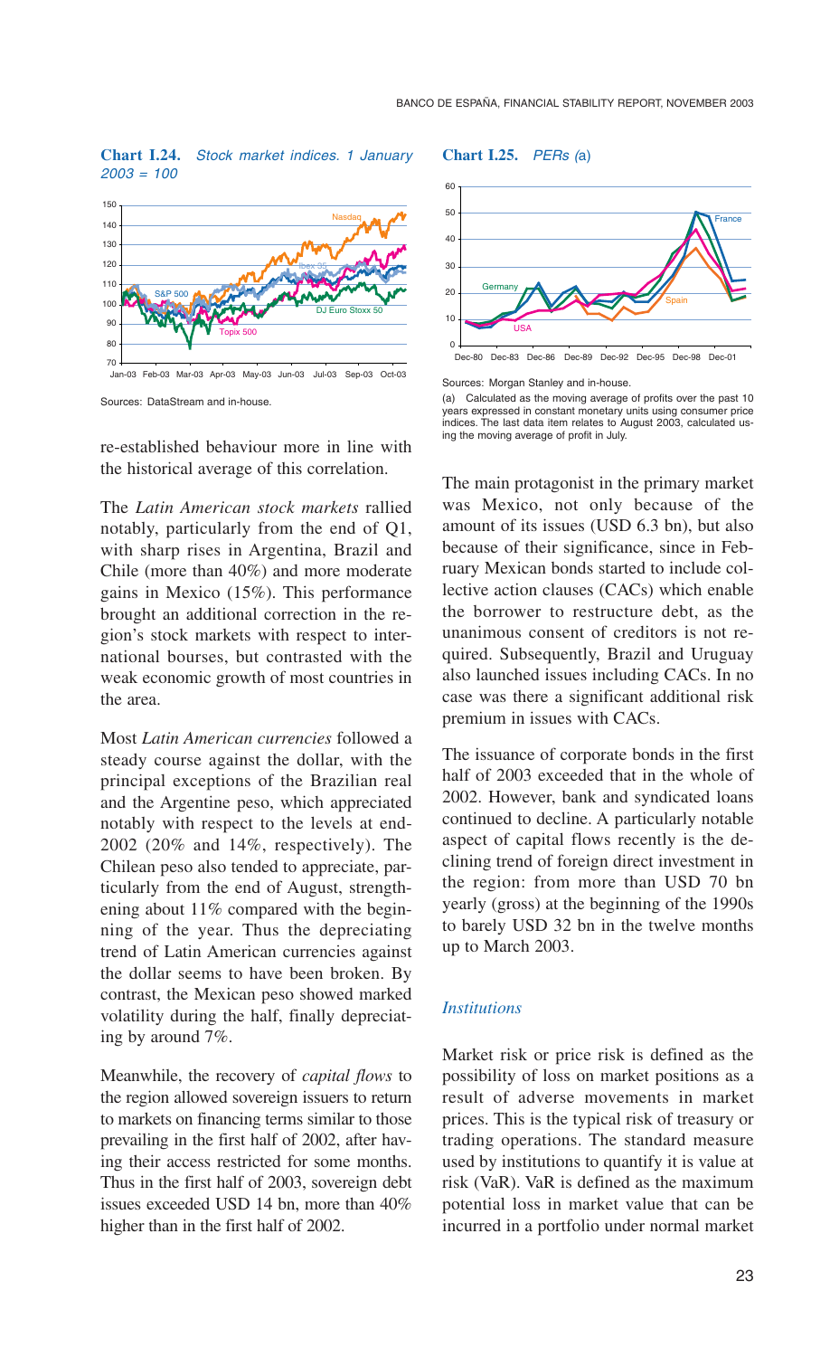**Chart I.24.** *Stock market indices. 1 January 2003 = 100*

Sources: DataStream and in-house.

**Chart I.25.** *PERs (a)*

Sources: Morgan Stanley and in-house.

(a) Calculated as the moving average of profits over the past 10 years expressed in constant monetary units using consumer price indices. The last data item relates to August 2003, calculated using the moving average of profit in July.

re-established behaviour more in line with the historical average of this correlation.

The *Latin American stock markets* rallied notably, particularly from the end of Q1, with sharp rises in Argentina, Brazil and Chile (more than 40%) and more moderate gains in Mexico (15%). This performance brought an additional correction in the region's stock markets with respect to international bourses, but contrasted with the weak economic growth of most countries in the area.

Most *Latin American currencies* followed a steady course against the dollar, with the principal exceptions of the Brazilian real and the Argentine peso, which appreciated notably with respect to the levels at end-2002 (20% and 14%, respectively). The Chilean peso also tended to appreciate, particularly from the end of August, strengthening about 11% compared with the beginning of the year. Thus the depreciating trend of Latin American currencies against the dollar seems to have been broken. By contrast, the Mexican peso showed marked volatility during the half, finally depreciating by around 7%.

Meanwhile, the recovery of *capital flows* to the region allowed sovereign issuers to return to markets on financing terms similar to those prevailing in the first half of 2002, after having their access restricted for some months. Thus in the first half of 2003, sovereign debt issues exceeded USD 14 bn, more than 40% higher than in the first half of 2002.

The main protagonist in the primary market was Mexico, not only because of the amount of its issues (USD 6.3 bn), but also because of their significance, since in February Mexican bonds started to include collective action clauses (CACs) which enable the borrower to restructure debt, as the unanimous consent of creditors is not required. Subsequently, Brazil and Uruguay also launched issues including CACs. In no case was there a significant additional risk premium in issues with CACs.

The issuance of corporate bonds in the first half of 2003 exceeded that in the whole of 2002. However, bank and syndicated loans continued to decline. A particularly notable aspect of capital flows recently is the declining trend of foreign direct investment in the region: from more than USD 70 bn yearly (gross) at the beginning of the 1990s to barely USD 32 bn in the twelve months up to March 2003.

### *Institutions*

Market risk or price risk is defined as the possibility of loss on market positions as a result of adverse movements in market prices. This is the typical risk of treasury or trading operations. The standard measure used by institutions to quantify it is value at risk (VaR). VaR is defined as the maximum potential loss in market value that can be incurred in a portfolio under normal market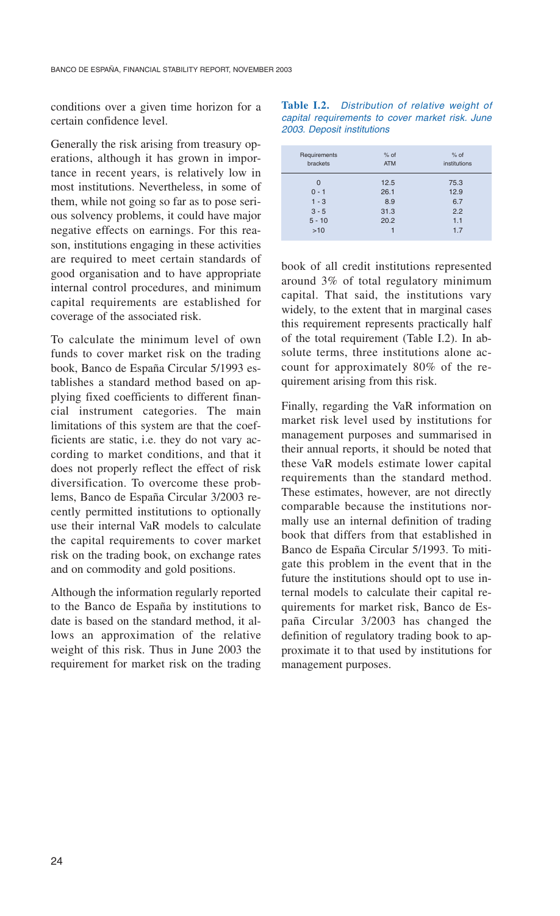conditions over a given time horizon for a certain confidence level.

Generally the risk arising from treasury operations, although it has grown in importance in recent years, is relatively low in most institutions. Nevertheless, in some of them, while not going so far as to pose serious solvency problems, it could have major negative effects on earnings. For this reason, institutions engaging in these activities are required to meet certain standards of good organisation and to have appropriate internal control procedures, and minimum capital requirements are established for coverage of the associated risk.

To calculate the minimum level of own funds to cover market risk on the trading book, Banco de España Circular 5/1993 establishes a standard method based on applying fixed coefficients to different financial instrument categories. The main limitations of this system are that the coefficients are static, i.e. they do not vary according to market conditions, and that it does not properly reflect the effect of risk diversification. To overcome these problems, Banco de España Circular 3/2003 recently permitted institutions to optionally use their internal VaR models to calculate the capital requirements to cover market risk on the trading book, on exchange rates and on commodity and gold positions.

Although the information regularly reported to the Banco de España by institutions to date is based on the standard method, it allows an approximation of the relative weight of this risk. Thus in June 2003 the requirement for market risk on the trading book of all credit institutions represented around 3% of total regulatory minimum capital. That said, the institutions vary widely, to the extent that in marginal cases this requirement represents practically half of the total requirement (Table I.2). In absolute terms, three institutions alone account for approximately 80% of the requirement arising from this risk.

**Table I.2.** *Distribution of relative weight of capital requirements to cover market risk. June 2003. Deposit institutions*

| Requirements brackets | % of ATM | % of institutions |
|---|---|---|
| 0 | 12.5 | 75.3 |
| 0 - 1 | 26.1 | 12.9 |
| 1 - 3 | 8.9 | 6.7 |
| 3 - 5 | 31.3 | 2.2 |
| 5 - 10 | 20.2 | 1.1 |
| >10 | 1 | 1.7 |

Finally, regarding the VaR information on market risk level used by institutions for management purposes and summarised in their annual reports, it should be noted that these VaR models estimate lower capital requirements than the standard method. These estimates, however, are not directly comparable because the institutions normally use an internal definition of trading book that differs from that established in Banco de España Circular 5/1993. To mitigate this problem in the event that in the future the institutions should opt to use internal models to calculate their capital requirements for market risk, Banco de España Circular 3/2003 has changed the definition of regulatory trading book to approximate it to that used by institutions for management purposes.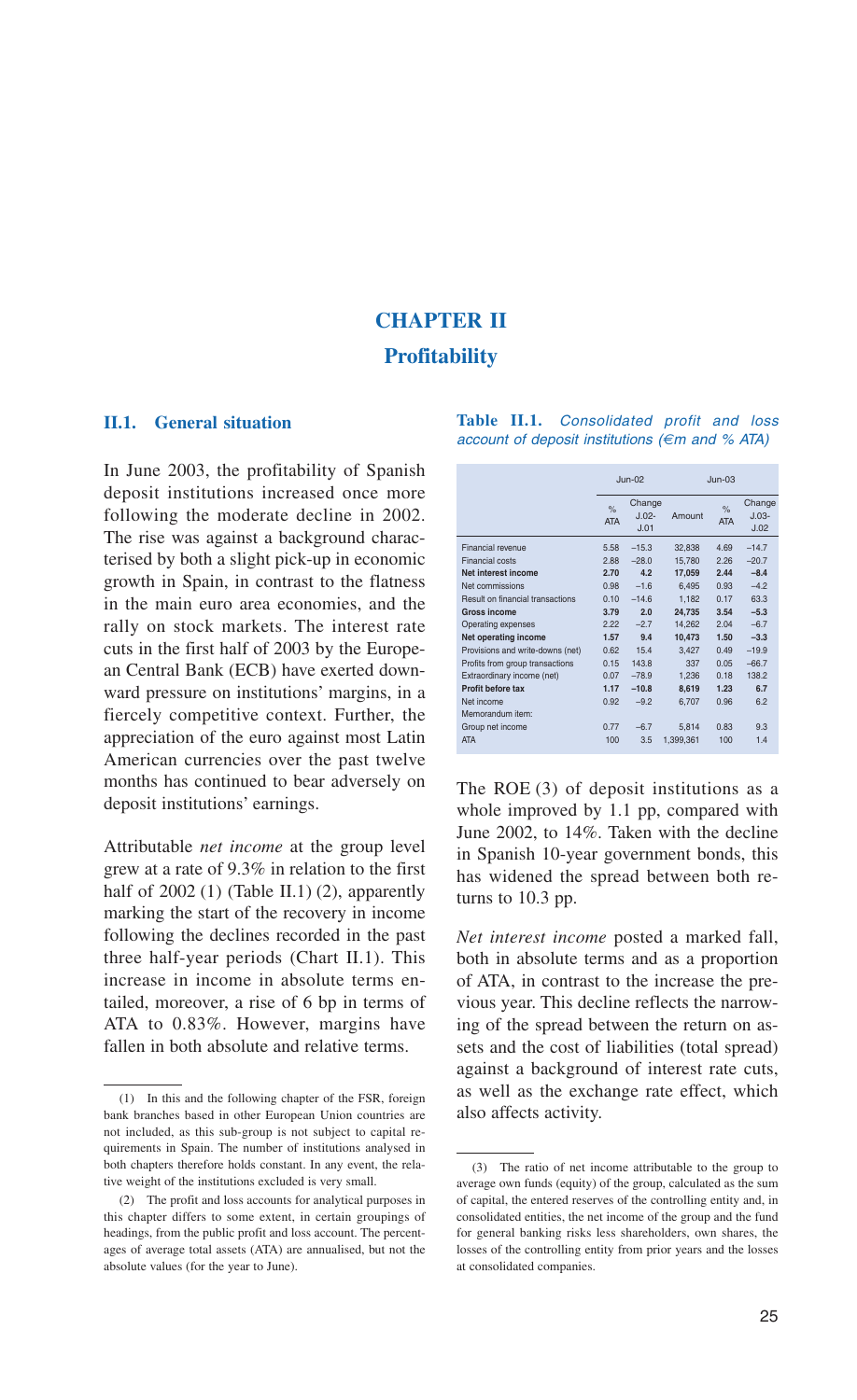# CHAPTER II

# Profitability

## II.1. General situation

In June 2003, the profitability of Spanish deposit institutions increased once more following the moderate decline in 2002. The rise was against a background characterised by both a slight pick-up in economic growth in Spain, in contrast to the flatness in the main euro area economies, and the rally on stock markets. The interest rate cuts in the first half of 2003 by the European Central Bank (ECB) have exerted downward pressure on institutions' margins, in a fiercely competitive context. Further, the appreciation of the euro against most Latin American currencies over the past twelve months has continued to bear adversely on deposit institutions' earnings.

Attributable *net income* at the group level grew at a rate of 9.3% in relation to the first half of 2002 (1) (Table II.1) (2), apparently marking the start of the recovery in income following the declines recorded in the past three half-year periods (Chart II.1). This increase in income in absolute terms entailed, moreover, a rise of 6 bp in terms of ATA to 0.83%. However, margins have fallen in both absolute and relative terms.

**Table II.1.** *Consolidated profit and loss account of deposit institutions (€m and % ATA)*

| | Jun-02 | | Jun-03 | | |
|---|---|---|---|---|---|
| | % ATA | Change J.02-J.01 | Amount | % ATA | Change J.03-J.02 |
| Financial revenue | 5.58 | −15.3 | 32,838 | 4.69 | −14.7 |
| Financial costs | 2.88 | −28.0 | 15,780 | 2.26 | −20.7 |
| **Net interest income** | **2.70** | **4.2** | **17,059** | **2.44** | **−8.4** |
| Net commissions | 0.98 | −1.6 | 6,495 | 0.93 | −4.2 |
| Result on financial transactions | 0.10 | −14.6 | 1,182 | 0.17 | 63.3 |
| **Gross income** | **3.79** | **2.0** | **24,735** | **3.54** | **−5.3** |
| Operating expenses | 2.22 | −2.7 | 14,262 | 2.04 | −6.7 |
| **Net operating income** | **1.57** | **9.4** | **10,473** | **1.50** | **−3.3** |
| Provisions and write-downs (net) | 0.62 | 15.4 | 3,427 | 0.49 | −19.9 |
| Profits from group transactions | 0.15 | 143.8 | 337 | 0.05 | −66.7 |
| Extraordinary income (net) | 0.07 | −78.9 | 1,236 | 0.18 | 138.2 |
| **Profit before tax** | **1.17** | **−10.8** | **8,619** | **1.23** | **6.7** |
| Net income | 0.92 | −9.2 | 6,707 | 0.96 | 6.2 |
| Memorandum item: | | | | | |
| Group net income | 0.77 | −6.7 | 5,814 | 0.83 | 9.3 |
| ATA | 100 | 3.5 | 1,399,361 | 100 | 1.4 |

The ROE (3) of deposit institutions as a whole improved by 1.1 pp, compared with June 2002, to 14%. Taken with the decline in Spanish 10-year government bonds, this has widened the spread between both returns to 10.3 pp.

*Net interest income* posted a marked fall, both in absolute terms and as a proportion of ATA, in contrast to the increase the previous year. This decline reflects the narrowing of the spread between the return on assets and the cost of liabilities (total spread) against a background of interest rate cuts, as well as the exchange rate effect, which also affects activity.

---

(1) In this and the following chapter of the FSR, foreign bank branches based in other European Union countries are not included, as this sub-group is not subject to capital requirements in Spain. The number of institutions analysed in both chapters therefore holds constant. In any event, the relative weight of the institutions excluded is very small.

(2) The profit and loss accounts for analytical purposes in this chapter differs to some extent, in certain groupings of headings, from the public profit and loss account. The percentages of average total assets (ATA) are annualised, but not the absolute values (for the year to June).

(3) The ratio of net income attributable to the group to average own funds (equity) of the group, calculated as the sum of capital, the entered reserves of the controlling entity and, in consolidated entities, the net income of the group and the fund for general banking risks less shareholders, own shares, the losses of the controlling entity from prior years and the losses at consolidated companies.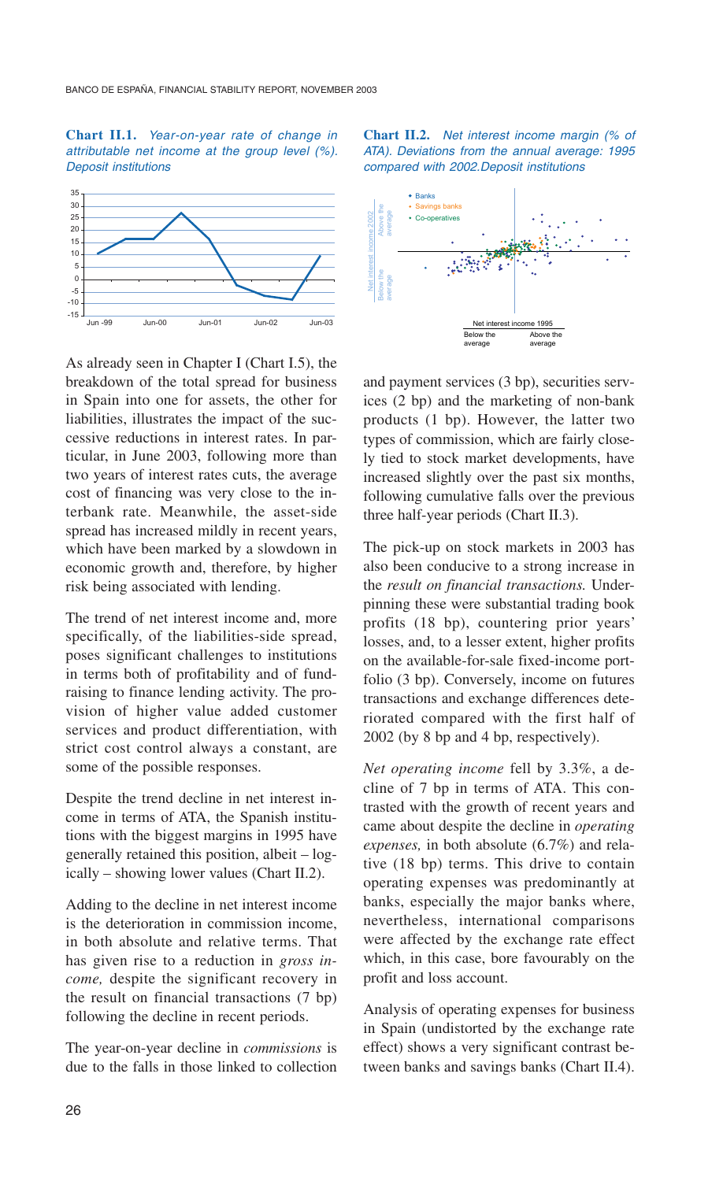**Chart II.1.** *Year-on-year rate of change in attributable net income at the group level (%). Deposit institutions*

**Chart II.2.** *Net interest income margin (% of ATA). Deviations from the annual average: 1995 compared with 2002. Deposit institutions*

As already seen in Chapter I (Chart I.5), the breakdown of the total spread for business in Spain into one for assets, the other for liabilities, illustrates the impact of the successive reductions in interest rates. In particular, in June 2003, following more than two years of interest rates cuts, the average cost of financing was very close to the interbank rate. Meanwhile, the asset-side spread has increased mildly in recent years, which have been marked by a slowdown in economic growth and, therefore, by higher risk being associated with lending.

The trend of net interest income and, more specifically, of the liabilities-side spread, poses significant challenges to institutions in terms both of profitability and of fund-raising to finance lending activity. The provision of higher value added customer services and product differentiation, with strict cost control always a constant, are some of the possible responses.

Despite the trend decline in net interest income in terms of ATA, the Spanish institutions with the biggest margins in 1995 have generally retained this position, albeit – logically – showing lower values (Chart II.2).

Adding to the decline in net interest income is the deterioration in commission income, in both absolute and relative terms. That has given rise to a reduction in *gross income,* despite the significant recovery in the result on financial transactions (7 bp) following the decline in recent periods.

The year-on-year decline in *commissions* is due to the falls in those linked to collection and payment services (3 bp), securities services (2 bp) and the marketing of non-bank products (1 bp). However, the latter two types of commission, which are fairly closely tied to stock market developments, have increased slightly over the past six months, following cumulative falls over the previous three half-year periods (Chart II.3).

The pick-up on stock markets in 2003 has also been conducive to a strong increase in the *result on financial transactions.* Underpinning these were substantial trading book profits (18 bp), countering prior years' losses, and, to a lesser extent, higher profits on the available-for-sale fixed-income portfolio (3 bp). Conversely, income on futures transactions and exchange differences deteriorated compared with the first half of 2002 (by 8 bp and 4 bp, respectively).

*Net operating income* fell by 3.3%, a decline of 7 bp in terms of ATA. This contrasted with the growth of recent years and came about despite the decline in *operating expenses,* in both absolute (6.7%) and relative (18 bp) terms. This drive to contain operating expenses was predominantly at banks, especially the major banks where, nevertheless, international comparisons were affected by the exchange rate effect which, in this case, bore favourably on the profit and loss account.

Analysis of operating expenses for business in Spain (undistorted by the exchange rate effect) shows a very significant contrast between banks and savings banks (Chart II.4).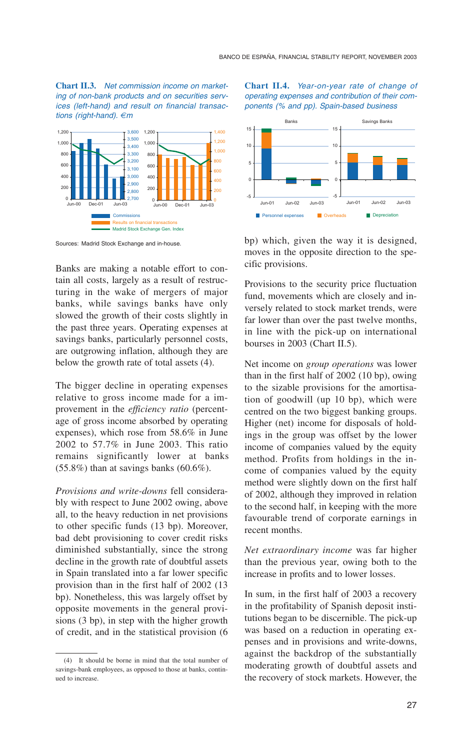**Chart II.3.** *Net commission income on marketing of non-bank products and on securities services (left-hand) and result on financial transactions (right-hand). €m*

Sources: Madrid Stock Exchange and in-house.

**Chart II.4.** *Year-on-year rate of change of operating expenses and contribution of their components (% and pp). Spain-based business*

Banks are making a notable effort to contain all costs, largely as a result of restructuring in the wake of mergers of major banks, while savings banks have only slowed the growth of their costs slightly in the past three years. Operating expenses at savings banks, particularly personnel costs, are outgrowing inflation, although they are below the growth rate of total assets (4).

The bigger decline in operating expenses relative to gross income made for a improvement in the *efficiency ratio* (percentage of gross income absorbed by operating expenses), which rose from 58.6% in June 2002 to 57.7% in June 2003. This ratio remains significantly lower at banks (55.8%) than at savings banks (60.6%).

*Provisions and write-downs* fell considerably with respect to June 2002 owing, above all, to the heavy reduction in net provisions to other specific funds (13 bp). Moreover, bad debt provisioning to cover credit risks diminished substantially, since the strong decline in the growth rate of doubtful assets in Spain translated into a far lower specific provision than in the first half of 2002 (13 bp). Nonetheless, this was largely offset by opposite movements in the general provisions (3 bp), in step with the higher growth of credit, and in the statistical provision (6 bp) which, given the way it is designed, moves in the opposite direction to the specific provisions.

Provisions to the security price fluctuation fund, movements which are closely and inversely related to stock market trends, were far lower than over the past twelve months, in line with the pick-up on international bourses in 2003 (Chart II.5).

Net income on *group operations* was lower than in the first half of 2002 (10 bp), owing to the sizable provisions for the amortisation of goodwill (up 10 bp), which were centred on the two biggest banking groups. Higher (net) income for disposals of holdings in the group was offset by the lower income of companies valued by the equity method. Profits from holdings in the income of companies valued by the equity method were slightly down on the first half of 2002, although they improved in relation to the second half, in keeping with the more favourable trend of corporate earnings in recent months.

*Net extraordinary income* was far higher than the previous year, owing both to the increase in profits and to lower losses.

In sum, in the first half of 2003 a recovery in the profitability of Spanish deposit institutions began to be discernible. The pick-up was based on a reduction in operating expenses and in provisions and write-downs, against the backdrop of the substantially moderating growth of doubtful assets and the recovery of stock markets. However, the

(4) It should be borne in mind that the total number of savings-bank employees, as opposed to those at banks, continued to increase.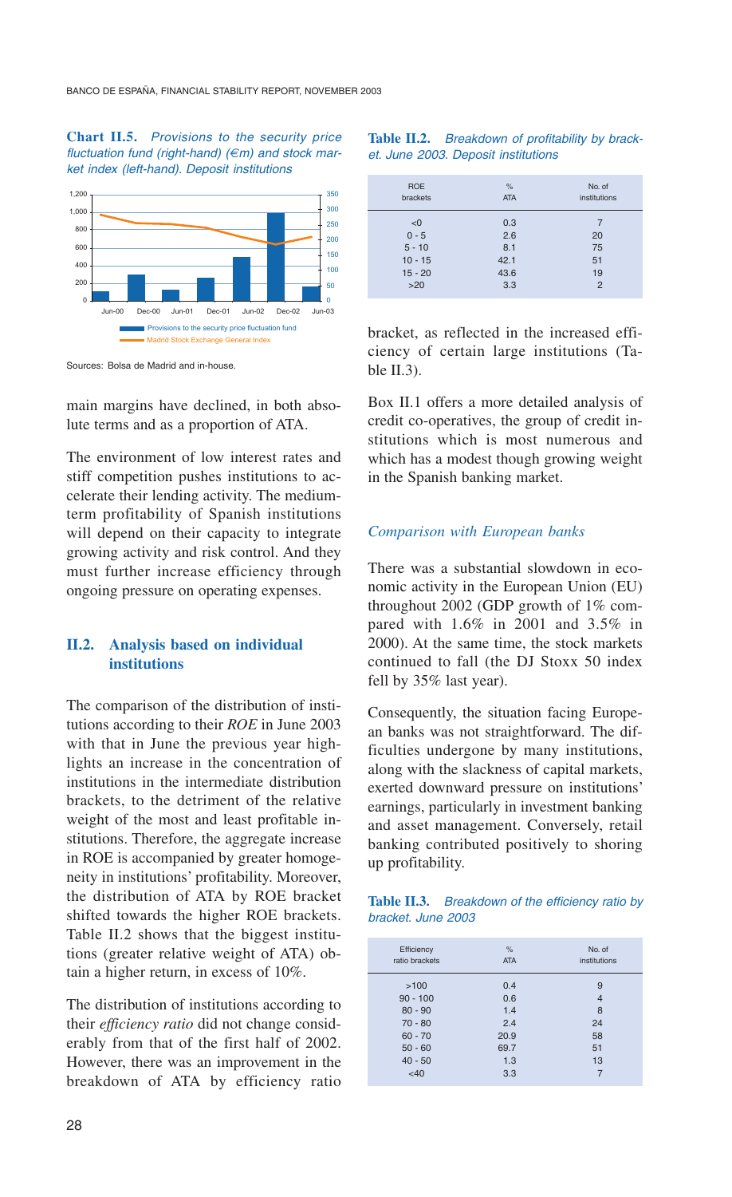**Chart II.5.** *Provisions to the security price fluctuation fund (right-hand) (€m) and stock market index (left-hand). Deposit institutions*

Sources: Bolsa de Madrid and in-house.

main margins have declined, in both absolute terms and as a proportion of ATA.

The environment of low interest rates and stiff competition pushes institutions to accelerate their lending activity. The medium-term profitability of Spanish institutions will depend on their capacity to integrate growing activity and risk control. And they must further increase efficiency through ongoing pressure on operating expenses.

## II.2. Analysis based on individual institutions

The comparison of the distribution of institutions according to their *ROE* in June 2003 with that in June the previous year highlights an increase in the concentration of institutions in the intermediate distribution brackets, to the detriment of the relative weight of the most and least profitable institutions. Therefore, the aggregate increase in ROE is accompanied by greater homogeneity in institutions' profitability. Moreover, the distribution of ATA by ROE bracket shifted towards the higher ROE brackets. Table II.2 shows that the biggest institutions (greater relative weight of ATA) obtain a higher return, in excess of 10%.

The distribution of institutions according to their *efficiency ratio* did not change considerably from that of the first half of 2002. However, there was an improvement in the breakdown of ATA by efficiency ratio bracket, as reflected in the increased efficiency of certain large institutions (Table II.3).

**Table II.2.** *Breakdown of profitability by bracket. June 2003. Deposit institutions*

| ROE brackets | % ATA | No. of institutions |
|---|---|---|
| <0 | 0.3 | 7 |
| 0 - 5 | 2.6 | 20 |
| 5 - 10 | 8.1 | 75 |
| 10 - 15 | 42.1 | 51 |
| 15 - 20 | 43.6 | 19 |
| >20 | 3.3 | 2 |

Box II.1 offers a more detailed analysis of credit co-operatives, the group of credit institutions which is most numerous and which has a modest though growing weight in the Spanish banking market.

### *Comparison with European banks*

There was a substantial slowdown in economic activity in the European Union (EU) throughout 2002 (GDP growth of 1% compared with 1.6% in 2001 and 3.5% in 2000). At the same time, the stock markets continued to fall (the DJ Stoxx 50 index fell by 35% last year).

Consequently, the situation facing European banks was not straightforward. The difficulties undergone by many institutions, along with the slackness of capital markets, exerted downward pressure on institutions' earnings, particularly in investment banking and asset management. Conversely, retail banking contributed positively to shoring up profitability.

**Table II.3.** *Breakdown of the efficiency ratio by bracket. June 2003*

| Efficiency ratio brackets | % ATA | No. of institutions |
|---|---|---|
| >100 | 0.4 | 9 |
| 90 - 100 | 0.6 | 4 |
| 80 - 90 | 1.4 | 8 |
| 70 - 80 | 2.4 | 24 |
| 60 - 70 | 20.9 | 58 |
| 50 - 60 | 69.7 | 51 |
| 40 - 50 | 1.3 | 13 |
| <40 | 3.3 | 7 |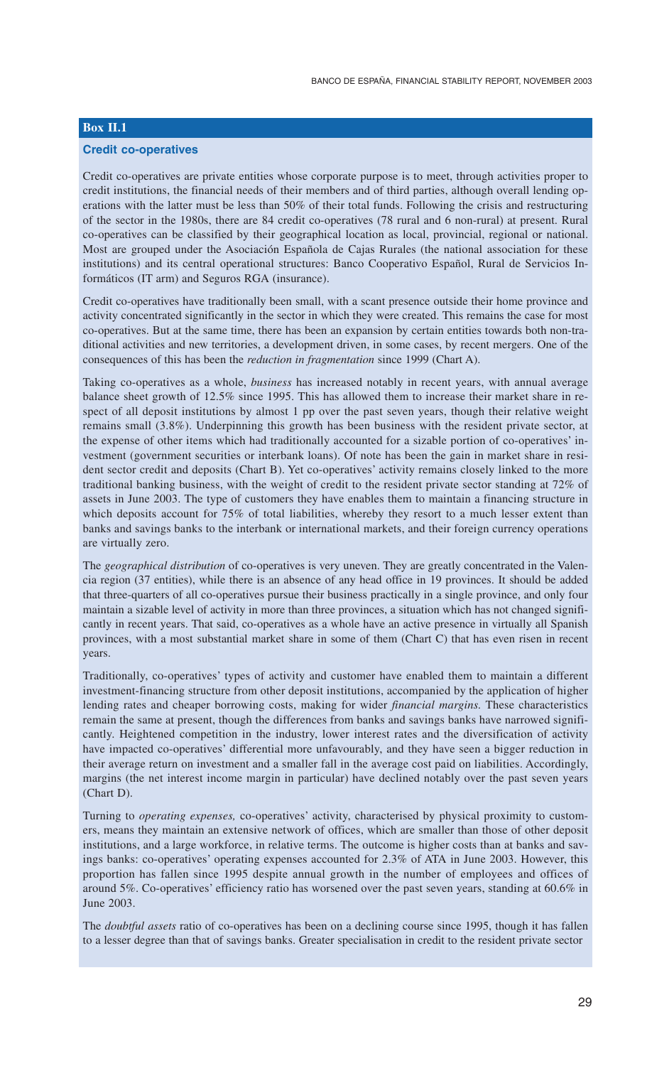## Box II.1

### Credit co-operatives

Credit co-operatives are private entities whose corporate purpose is to meet, through activities proper to credit institutions, the financial needs of their members and of third parties, although overall lending operations with the latter must be less than 50% of their total funds. Following the crisis and restructuring of the sector in the 1980s, there are 84 credit co-operatives (78 rural and 6 non-rural) at present. Rural co-operatives can be classified by their geographical location as local, provincial, regional or national. Most are grouped under the Asociación Española de Cajas Rurales (the national association for these institutions) and its central operational structures: Banco Cooperativo Español, Rural de Servicios Informáticos (IT arm) and Seguros RGA (insurance).

Credit co-operatives have traditionally been small, with a scant presence outside their home province and activity concentrated significantly in the sector in which they were created. This remains the case for most co-operatives. But at the same time, there has been an expansion by certain entities towards both non-traditional activities and new territories, a development driven, in some cases, by recent mergers. One of the consequences of this has been the *reduction in fragmentation* since 1999 (Chart A).

Taking co-operatives as a whole, *business* has increased notably in recent years, with annual average balance sheet growth of 12.5% since 1995. This has allowed them to increase their market share in respect of all deposit institutions by almost 1 pp over the past seven years, though their relative weight remains small (3.8%). Underpinning this growth has been business with the resident private sector, at the expense of other items which had traditionally accounted for a sizable portion of co-operatives' investment (government securities or interbank loans). Of note has been the gain in market share in resident sector credit and deposits (Chart B). Yet co-operatives' activity remains closely linked to the more traditional banking business, with the weight of credit to the resident private sector standing at 72% of assets in June 2003. The type of customers they have enables them to maintain a financing structure in which deposits account for 75% of total liabilities, whereby they resort to a much lesser extent than banks and savings banks to the interbank or international markets, and their foreign currency operations are virtually zero.

The *geographical distribution* of co-operatives is very uneven. They are greatly concentrated in the Valencia region (37 entities), while there is an absence of any head office in 19 provinces. It should be added that three-quarters of all co-operatives pursue their business practically in a single province, and only four maintain a sizable level of activity in more than three provinces, a situation which has not changed significantly in recent years. That said, co-operatives as a whole have an active presence in virtually all Spanish provinces, with a most substantial market share in some of them (Chart C) that has even risen in recent years.

Traditionally, co-operatives' types of activity and customer have enabled them to maintain a different investment-financing structure from other deposit institutions, accompanied by the application of higher lending rates and cheaper borrowing costs, making for wider *financial margins.* These characteristics remain the same at present, though the differences from banks and savings banks have narrowed significantly. Heightened competition in the industry, lower interest rates and the diversification of activity have impacted co-operatives' differential more unfavourably, and they have seen a bigger reduction in their average return on investment and a smaller fall in the average cost paid on liabilities. Accordingly, margins (the net interest income margin in particular) have declined notably over the past seven years (Chart D).

Turning to *operating expenses,* co-operatives' activity, characterised by physical proximity to customers, means they maintain an extensive network of offices, which are smaller than those of other deposit institutions, and a large workforce, in relative terms. The outcome is higher costs than at banks and savings banks: co-operatives' operating expenses accounted for 2.3% of ATA in June 2003. However, this proportion has fallen since 1995 despite annual growth in the number of employees and offices of around 5%. Co-operatives' efficiency ratio has worsened over the past seven years, standing at 60.6% in June 2003.

The *doubtful assets* ratio of co-operatives has been on a declining course since 1995, though it has fallen to a lesser degree than that of savings banks. Greater specialisation in credit to the resident private sector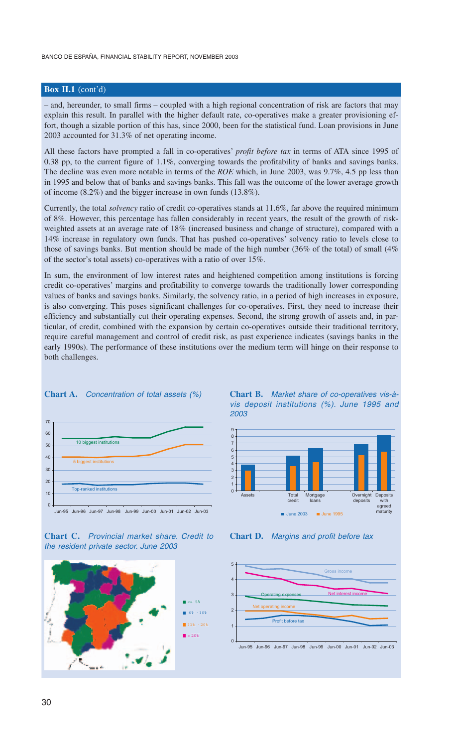**Box II.1** (cont'd)

– and, hereunder, to small firms – coupled with a high regional concentration of risk are factors that may explain this result. In parallel with the higher default rate, co-operatives make a greater provisioning effort, though a sizable portion of this has, since 2000, been for the statistical fund. Loan provisions in June 2003 accounted for 31.3% of net operating income.

All these factors have prompted a fall in co-operatives' *profit before tax* in terms of ATA since 1995 of 0.38 pp, to the current figure of 1.1%, converging towards the profitability of banks and savings banks. The decline was even more notable in terms of the *ROE* which, in June 2003, was 9.7%, 4.5 pp less than in 1995 and below that of banks and savings banks. This fall was the outcome of the lower average growth of income (8.2%) and the bigger increase in own funds (13.8%).

Currently, the total *solvency* ratio of credit co-operatives stands at 11.6%, far above the required minimum of 8%. However, this percentage has fallen considerably in recent years, the result of the growth of risk-weighted assets at an average rate of 18% (increased business and change of structure), compared with a 14% increase in regulatory own funds. That has pushed co-operatives' solvency ratio to levels close to those of savings banks. But mention should be made of the high number (36% of the total) of small (4% of the sector's total assets) co-operatives with a ratio of over 15%.

In sum, the environment of low interest rates and heightened competition among institutions is forcing credit co-operatives' margins and profitability to converge towards the traditionally lower corresponding values of banks and savings banks. Similarly, the solvency ratio, in a period of high increases in exposure, is also converging. This poses significant challenges for co-operatives. First, they need to increase their efficiency and substantially cut their operating expenses. Second, the strong growth of assets and, in particular, of credit, combined with the expansion by certain co-operatives outside their traditional territory, require careful management and control of credit risk, as past experience indicates (savings banks in the early 1990s). The performance of these institutions over the medium term will hinge on their response to both challenges.

**Chart A.** *Concentration of total assets (%)*

**Chart B.** *Market share of co-operatives vis-à-vis deposit institutions (%). June 1995 and 2003*

**Chart C.** *Provincial market share. Credit to the resident private sector. June 2003*

**Chart D.** *Margins and profit before tax*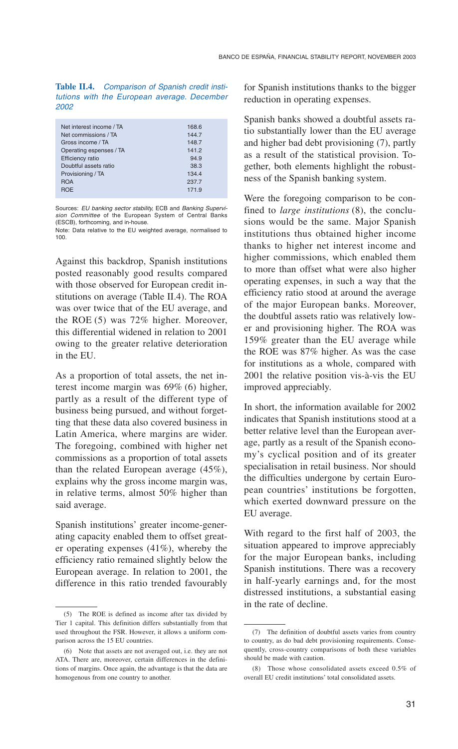**Table II.4.** *Comparison of Spanish credit institutions with the European average. December 2002*

| | |
|---|---|
| Net interest income / TA | 168.6 |
| Net commissions / TA | 144.7 |
| Gross income / TA | 148.7 |
| Operating espenses / TA | 141.2 |
| Efficiency ratio | 94.9 |
| Doubtful assets ratio | 38.3 |
| Provisioning / TA | 134.4 |
| ROA | 237.7 |
| ROE | 171.9 |

Sources: *EU banking sector stability,* ECB and *Banking Supervision Committee* of the European System of Central Banks (ESCB), forthcoming, and in-house.
Note: Data relative to the EU weighted average, normalised to 100.

Against this backdrop, Spanish institutions posted reasonably good results compared with those observed for European credit institutions on average (Table II.4). The ROA was over twice that of the EU average, and the ROE (5) was 72% higher. Moreover, this differential widened in relation to 2001 owing to the greater relative deterioration in the EU.

As a proportion of total assets, the net interest income margin was 69% (6) higher, partly as a result of the different type of business being pursued, and without forgetting that these data also covered business in Latin America, where margins are wider. The foregoing, combined with higher net commissions as a proportion of total assets than the related European average (45%), explains why the gross income margin was, in relative terms, almost 50% higher than said average.

Spanish institutions' greater income-generating capacity enabled them to offset greater operating expenses (41%), whereby the efficiency ratio remained slightly below the European average. In relation to 2001, the difference in this ratio trended favourably for Spanish institutions thanks to the bigger reduction in operating expenses.

Spanish banks showed a doubtful assets ratio substantially lower than the EU average and higher bad debt provisioning (7), partly as a result of the statistical provision. Together, both elements highlight the robustness of the Spanish banking system.

Were the foregoing comparison to be confined to *large institutions* (8), the conclusions would be the same. Major Spanish institutions thus obtained higher income thanks to higher net interest income and higher commissions, which enabled them to more than offset what were also higher operating expenses, in such a way that the efficiency ratio stood at around the average of the major European banks. Moreover, the doubtful assets ratio was relatively lower and provisioning higher. The ROA was 159% greater than the EU average while the ROE was 87% higher. As was the case for institutions as a whole, compared with 2001 the relative position vis-à-vis the EU improved appreciably.

In short, the information available for 2002 indicates that Spanish institutions stood at a better relative level than the European average, partly as a result of the Spanish economy's cyclical position and of its greater specialisation in retail business. Nor should the difficulties undergone by certain European countries' institutions be forgotten, which exerted downward pressure on the EU average.

With regard to the first half of 2003, the situation appeared to improve appreciably for the major European banks, including Spanish institutions. There was a recovery in half-yearly earnings and, for the most distressed institutions, a substantial easing in the rate of decline.

---

(5) The ROE is defined as income after tax divided by Tier 1 capital. This definition differs substantially from that used throughout the FSR. However, it allows a uniform comparison across the 15 EU countries.

(6) Note that assets are not averaged out, i.e. they are not ATA. There are, moreover, certain differences in the definitions of margins. Once again, the advantage is that the data are homogenous from one country to another.

(7) The definition of doubtful assets varies from country to country, as do bad debt provisioning requirements. Consequently, cross-country comparisons of both these variables should be made with caution.

(8) Those whose consolidated assets exceed 0.5% of overall EU credit institutions' total consolidated assets.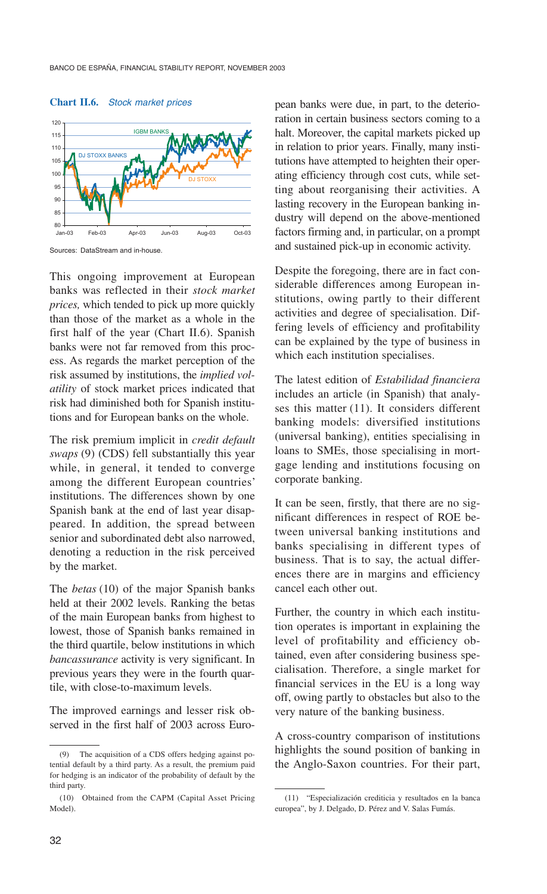**Chart II.6.** *Stock market prices*

Sources: DataStream and in-house.

This ongoing improvement at European banks was reflected in their *stock market prices,* which tended to pick up more quickly than those of the market as a whole in the first half of the year (Chart II.6). Spanish banks were not far removed from this process. As regards the market perception of the risk assumed by institutions, the *implied volatility* of stock market prices indicated that risk had diminished both for Spanish institutions and for European banks on the whole.

The risk premium implicit in *credit default swaps* (9) (CDS) fell substantially this year while, in general, it tended to converge among the different European countries' institutions. The differences shown by one Spanish bank at the end of last year disappeared. In addition, the spread between senior and subordinated debt also narrowed, denoting a reduction in the risk perceived by the market.

The *betas* (10) of the major Spanish banks held at their 2002 levels. Ranking the betas of the main European banks from highest to lowest, those of Spanish banks remained in the third quartile, below institutions in which *bancassurance* activity is very significant. In previous years they were in the fourth quartile, with close-to-maximum levels.

The improved earnings and lesser risk observed in the first half of 2003 across European banks were due, in part, to the deterioration in certain business sectors coming to a halt. Moreover, the capital markets picked up in relation to prior years. Finally, many institutions have attempted to heighten their operating efficiency through cost cuts, while setting about reorganising their activities. A lasting recovery in the European banking industry will depend on the above-mentioned factors firming and, in particular, on a prompt and sustained pick-up in economic activity.

Despite the foregoing, there are in fact considerable differences among European institutions, owing partly to their different activities and degree of specialisation. Differing levels of efficiency and profitability can be explained by the type of business in which each institution specialises.

The latest edition of *Estabilidad financiera* includes an article (in Spanish) that analyses this matter (11). It considers different banking models: diversified institutions (universal banking), entities specialising in loans to SMEs, those specialising in mortgage lending and institutions focusing on corporate banking.

It can be seen, firstly, that there are no significant differences in respect of ROE between universal banking institutions and banks specialising in different types of business. That is to say, the actual differences there are in margins and efficiency cancel each other out.

Further, the country in which each institution operates is important in explaining the level of profitability and efficiency obtained, even after considering business specialisation. Therefore, a single market for financial services in the EU is a long way off, owing partly to obstacles but also to the very nature of the banking business.

A cross-country comparison of institutions highlights the sound position of banking in the Anglo-Saxon countries. For their part,

---

(9) The acquisition of a CDS offers hedging against potential default by a third party. As a result, the premium paid for hedging is an indicator of the probability of default by the third party.

(10) Obtained from the CAPM (Capital Asset Pricing Model).

(11) "Especialización crediticia y resultados en la banca europea", by J. Delgado, D. Pérez and V. Salas Fumás.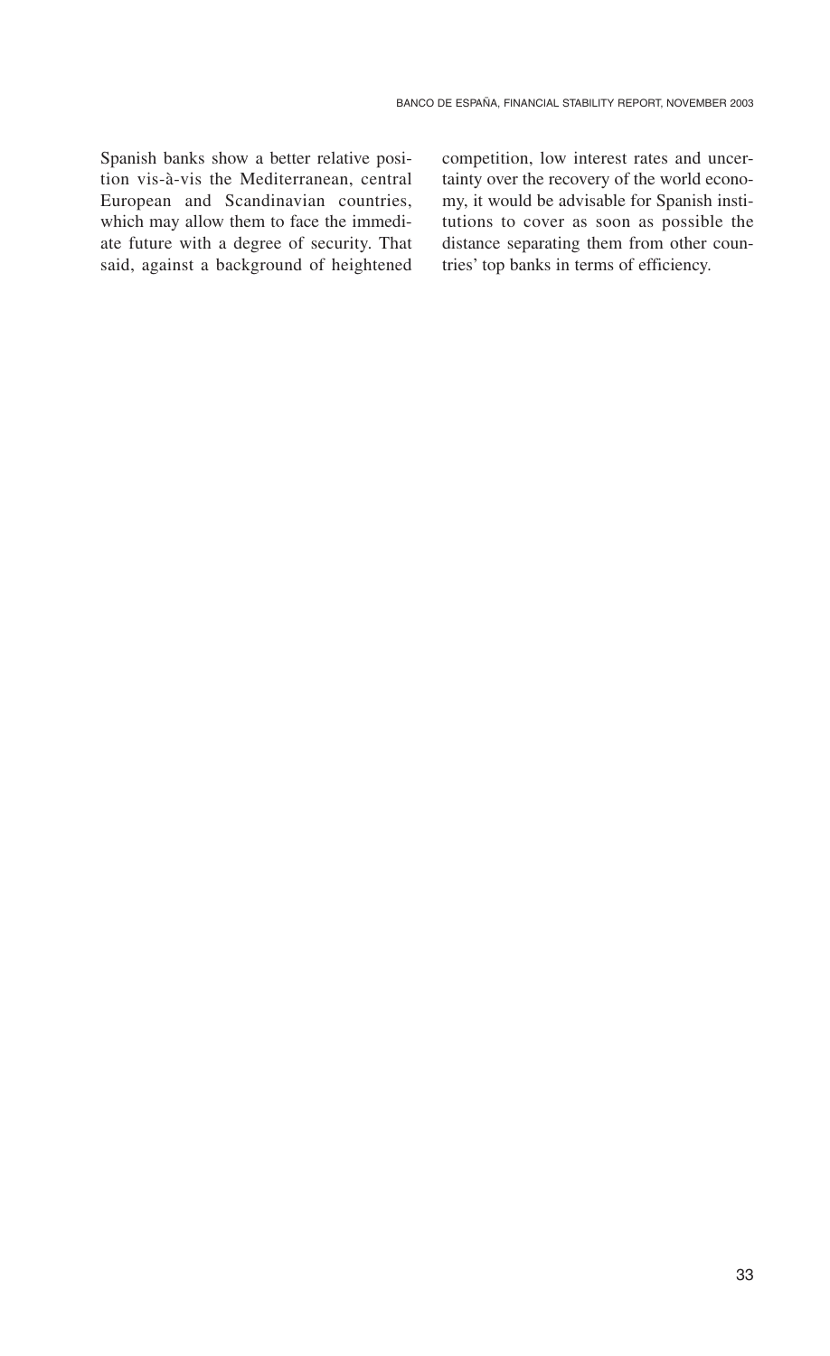Spanish banks show a better relative position vis-à-vis the Mediterranean, central European and Scandinavian countries, which may allow them to face the immediate future with a degree of security. That said, against a background of heightened competition, low interest rates and uncertainty over the recovery of the world economy, it would be advisable for Spanish institutions to cover as soon as possible the distance separating them from other countries' top banks in terms of efficiency.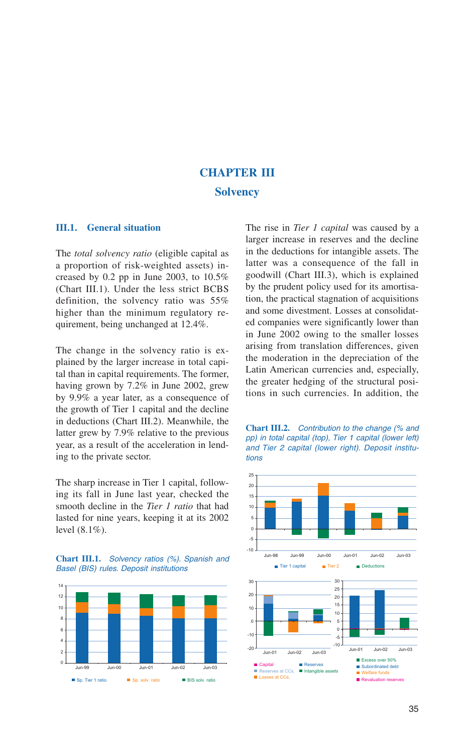# CHAPTER III

## Solvency

### III.1. General situation

The *total solvency ratio* (eligible capital as a proportion of risk-weighted assets) increased by 0.2 pp in June 2003, to 10.5% (Chart III.1). Under the less strict BCBS definition, the solvency ratio was 55% higher than the minimum regulatory requirement, being unchanged at 12.4%.

The change in the solvency ratio is explained by the larger increase in total capital than in capital requirements. The former, having grown by 7.2% in June 2002, grew by 9.9% a year later, as a consequence of the growth of Tier 1 capital and the decline in deductions (Chart III.2). Meanwhile, the latter grew by 7.9% relative to the previous year, as a result of the acceleration in lending to the private sector.

The sharp increase in Tier 1 capital, following its fall in June last year, checked the smooth decline in the *Tier 1 ratio* that had lasted for nine years, keeping it at its 2002 level (8.1%).

**Chart III.1.** *Solvency ratios (%). Spanish and Basel (BIS) rules. Deposit institutions*

The rise in *Tier 1 capital* was caused by a larger increase in reserves and the decline in the deductions for intangible assets. The latter was a consequence of the fall in goodwill (Chart III.3), which is explained by the prudent policy used for its amortisation, the practical stagnation of acquisitions and some divestment. Losses at consolidated companies were significantly lower than in June 2002 owing to the smaller losses arising from translation differences, given the moderation in the depreciation of the Latin American currencies and, especially, the greater hedging of the structural positions in such currencies. In addition, the

**Chart III.2.** *Contribution to the change (% and pp) in total capital (top), Tier 1 capital (lower left) and Tier 2 capital (lower right). Deposit institutions*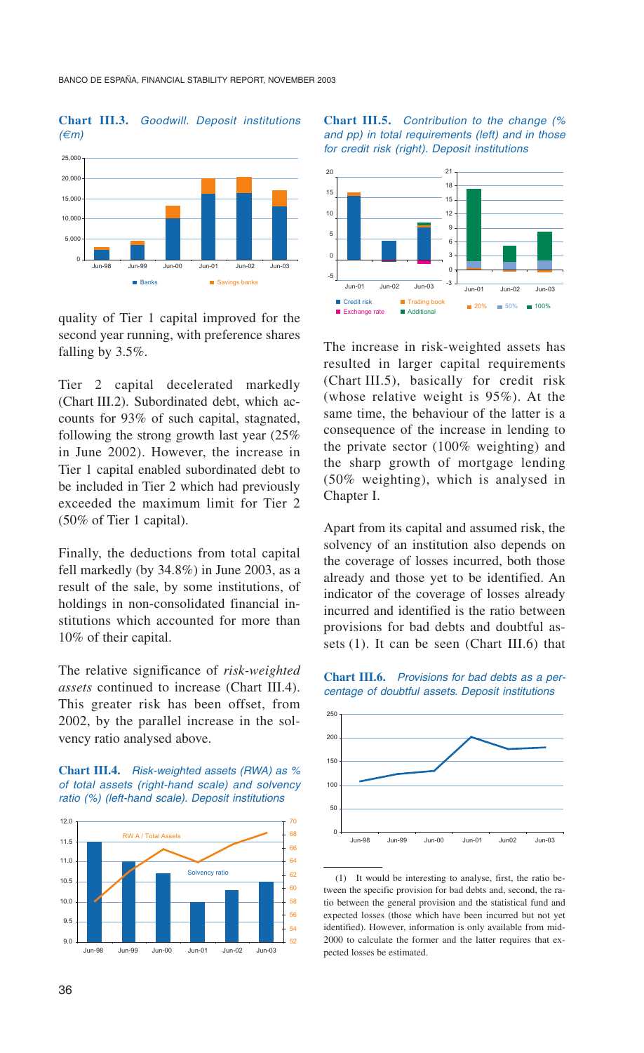**Chart III.3.** *Goodwill. Deposit institutions (€m)*

quality of Tier 1 capital improved for the second year running, with preference shares falling by 3.5%.

Tier 2 capital decelerated markedly (Chart III.2). Subordinated debt, which accounts for 93% of such capital, stagnated, following the strong growth last year (25% in June 2002). However, the increase in Tier 1 capital enabled subordinated debt to be included in Tier 2 which had previously exceeded the maximum limit for Tier 2 (50% of Tier 1 capital).

Finally, the deductions from total capital fell markedly (by 34.8%) in June 2003, as a result of the sale, by some institutions, of holdings in non-consolidated financial institutions which accounted for more than 10% of their capital.

The relative significance of *risk-weighted assets* continued to increase (Chart III.4). This greater risk has been offset, from 2002, by the parallel increase in the solvency ratio analysed above.

**Chart III.4.** *Risk-weighted assets (RWA) as % of total assets (right-hand scale) and solvency ratio (%) (left-hand scale). Deposit institutions*

**Chart III.5.** *Contribution to the change (% and pp) in total requirements (left) and in those for credit risk (right). Deposit institutions*

The increase in risk-weighted assets has resulted in larger capital requirements (Chart III.5), basically for credit risk (whose relative weight is 95%). At the same time, the behaviour of the latter is a consequence of the increase in lending to the private sector (100% weighting) and the sharp growth of mortgage lending (50% weighting), which is analysed in Chapter I.

Apart from its capital and assumed risk, the solvency of an institution also depends on the coverage of losses incurred, both those already and those yet to be identified. An indicator of the coverage of losses already incurred and identified is the ratio between provisions for bad debts and doubtful assets (1). It can be seen (Chart III.6) that

**Chart III.6.** *Provisions for bad debts as a percentage of doubtful assets. Deposit institutions*

(1) It would be interesting to analyse, first, the ratio between the specific provision for bad debts and, second, the ratio between the general provision and the statistical fund and expected losses (those which have been incurred but not yet identified). However, information is only available from mid-2000 to calculate the former and the latter requires that expected losses be estimated.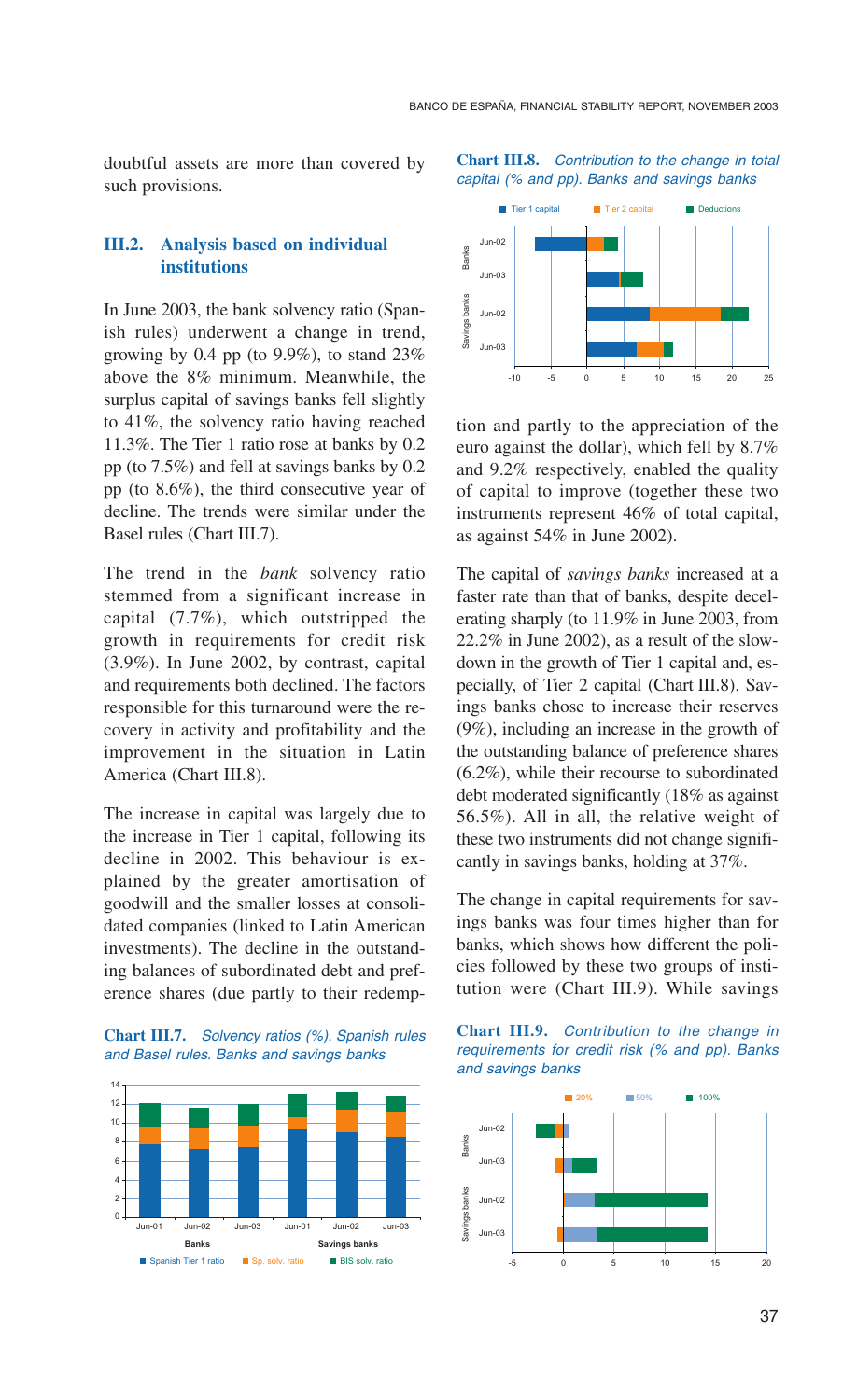doubtful assets are more than covered by such provisions.

## III.2. Analysis based on individual institutions

In June 2003, the bank solvency ratio (Spanish rules) underwent a change in trend, growing by 0.4 pp (to 9.9%), to stand 23% above the 8% minimum. Meanwhile, the surplus capital of savings banks fell slightly to 41%, the solvency ratio having reached 11.3%. The Tier 1 ratio rose at banks by 0.2 pp (to 7.5%) and fell at savings banks by 0.2 pp (to 8.6%), the third consecutive year of decline. The trends were similar under the Basel rules (Chart III.7).

The trend in the *bank* solvency ratio stemmed from a significant increase in capital (7.7%), which outstripped the growth in requirements for credit risk (3.9%). In June 2002, by contrast, capital and requirements both declined. The factors responsible for this turnaround were the recovery in activity and profitability and the improvement in the situation in Latin America (Chart III.8).

The increase in capital was largely due to the increase in Tier 1 capital, following its decline in 2002. This behaviour is explained by the greater amortisation of goodwill and the smaller losses at consolidated companies (linked to Latin American investments). The decline in the outstanding balances of subordinated debt and preference shares (due partly to their redemption and partly to the appreciation of the euro against the dollar), which fell by 8.7% and 9.2% respectively, enabled the quality of capital to improve (together these two instruments represent 46% of total capital, as against 54% in June 2002).

The capital of *savings banks* increased at a faster rate than that of banks, despite decelerating sharply (to 11.9% in June 2003, from 22.2% in June 2002), as a result of the slowdown in the growth of Tier 1 capital and, especially, of Tier 2 capital (Chart III.8). Savings banks chose to increase their reserves (9%), including an increase in the growth of the outstanding balance of preference shares (6.2%), while their recourse to subordinated debt moderated significantly (18% as against 56.5%). All in all, the relative weight of these two instruments did not change significantly in savings banks, holding at 37%.

The change in capital requirements for savings banks was four times higher than for banks, which shows how different the policies followed by these two groups of institution were (Chart III.9). While savings

**Chart III.7.** *Solvency ratios (%). Spanish rules and Basel rules. Banks and savings banks*

**Chart III.8.** *Contribution to the change in total capital (% and pp). Banks and savings banks*

**Chart III.9.** *Contribution to the change in requirements for credit risk (% and pp). Banks and savings banks*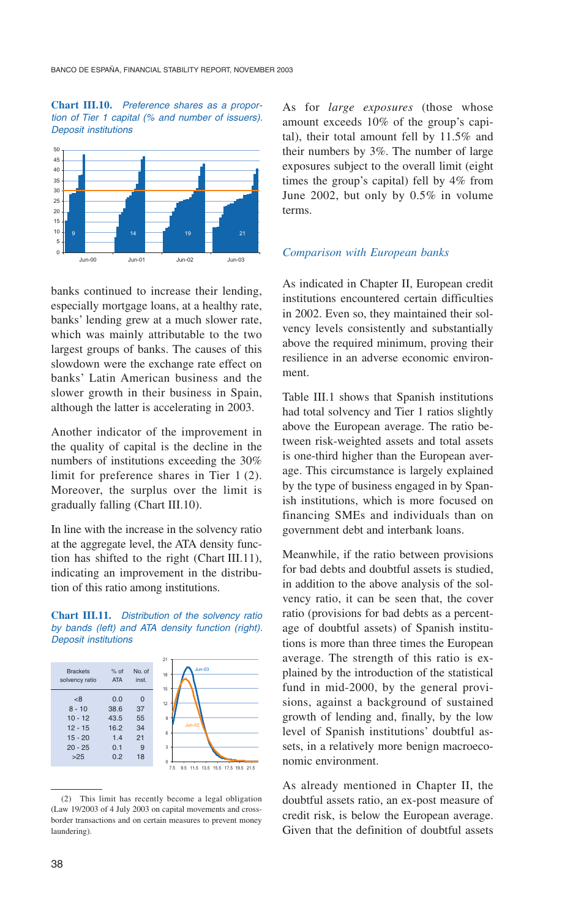**Chart III.10.** *Preference shares as a proportion of Tier 1 capital (% and number of issuers). Deposit institutions*

banks continued to increase their lending, especially mortgage loans, at a healthy rate, banks' lending grew at a much slower rate, which was mainly attributable to the two largest groups of banks. The causes of this slowdown were the exchange rate effect on banks' Latin American business and the slower growth in their business in Spain, although the latter is accelerating in 2003.

Another indicator of the improvement in the quality of capital is the decline in the numbers of institutions exceeding the 30% limit for preference shares in Tier 1 (2). Moreover, the surplus over the limit is gradually falling (Chart III.10).

In line with the increase in the solvency ratio at the aggregate level, the ATA density function has shifted to the right (Chart III.11), indicating an improvement in the distribution of this ratio among institutions.

**Chart III.11.** *Distribution of the solvency ratio by bands (left) and ATA density function (right). Deposit institutions*

| Brackets solvency ratio | % of ATA | No. of inst. |
|---|---|---|
| <8 | 0.0 | 0 |
| 8 - 10 | 38.6 | 37 |
| 10 - 12 | 43.5 | 55 |
| 12 - 15 | 16.2 | 34 |
| 15 - 20 | 1.4 | 21 |
| 20 - 25 | 0.1 | 9 |
| >25 | 0.2 | 18 |

As for *large exposures* (those whose amount exceeds 10% of the group's capital), their total amount fell by 11.5% and their numbers by 3%. The number of large exposures subject to the overall limit (eight times the group's capital) fell by 4% from June 2002, but only by 0.5% in volume terms.

### *Comparison with European banks*

As indicated in Chapter II, European credit institutions encountered certain difficulties in 2002. Even so, they maintained their solvency levels consistently and substantially above the required minimum, proving their resilience in an adverse economic environment.

Table III.1 shows that Spanish institutions had total solvency and Tier 1 ratios slightly above the European average. The ratio between risk-weighted assets and total assets is one-third higher than the European average. This circumstance is largely explained by the type of business engaged in by Spanish institutions, which is more focused on financing SMEs and individuals than on government debt and interbank loans.

Meanwhile, if the ratio between provisions for bad debts and doubtful assets is studied, in addition to the above analysis of the solvency ratio, it can be seen that, the cover ratio (provisions for bad debts as a percentage of doubtful assets) of Spanish institutions is more than three times the European average. The strength of this ratio is explained by the introduction of the statistical fund in mid-2000, by the general provisions, against a background of sustained growth of lending and, finally, by the low level of Spanish institutions' doubtful assets, in a relatively more benign macroeconomic environment.

As already mentioned in Chapter II, the doubtful assets ratio, an ex-post measure of credit risk, is below the European average. Given that the definition of doubtful assets

---

(2) This limit has recently become a legal obligation (Law 19/2003 of 4 July 2003 on capital movements and cross-border transactions and on certain measures to prevent money laundering).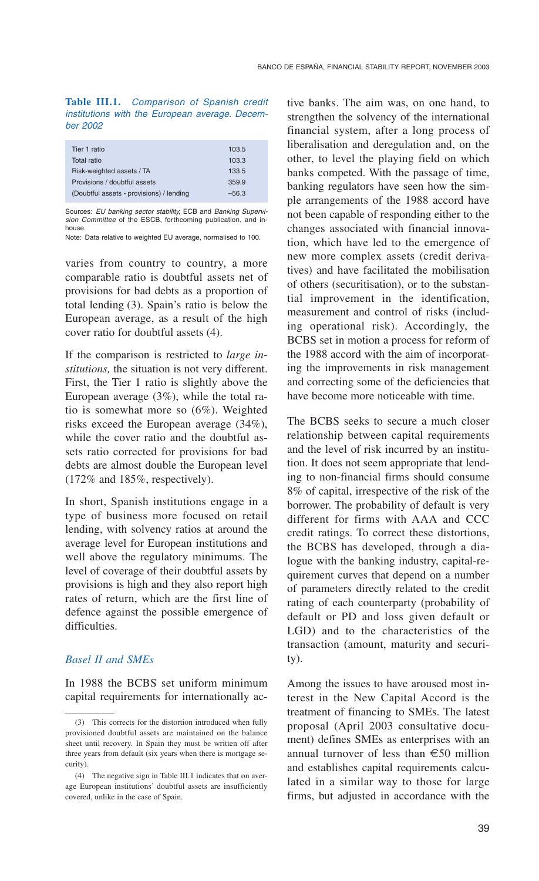**Table III.1.** *Comparison of Spanish credit institutions with the European average. December 2002*

| | |
|---|---|
| Tier 1 ratio | 103.5 |
| Total ratio | 103.3 |
| Risk-weighted assets / TA | 133.5 |
| Provisions / doubtful assets | 359.9 |
| (Doubtful assets - provisions) / lending | –56.3 |

Sources: *EU banking sector stability,* ECB and *Banking Supervision Committee* of the ESCB, forthcoming publication, and in-house.

Note: Data relative to weighted EU average, normalised to 100.

varies from country to country, a more comparable ratio is doubtful assets net of provisions for bad debts as a proportion of total lending (3). Spain's ratio is below the European average, as a result of the high cover ratio for doubtful assets (4).

If the comparison is restricted to *large institutions,* the situation is not very different. First, the Tier 1 ratio is slightly above the European average (3%), while the total ratio is somewhat more so (6%). Weighted risks exceed the European average (34%), while the cover ratio and the doubtful assets ratio corrected for provisions for bad debts are almost double the European level (172% and 185%, respectively).

In short, Spanish institutions engage in a type of business more focused on retail lending, with solvency ratios at around the average level for European institutions and well above the regulatory minimums. The level of coverage of their doubtful assets by provisions is high and they also report high rates of return, which are the first line of defence against the possible emergence of difficulties.

### *Basel II and SMEs*

In 1988 the BCBS set uniform minimum capital requirements for internationally active banks. The aim was, on one hand, to strengthen the solvency of the international financial system, after a long process of liberalisation and deregulation and, on the other, to level the playing field on which banks competed. With the passage of time, banking regulators have seen how the simple arrangements of the 1988 accord have not been capable of responding either to the changes associated with financial innovation, which have led to the emergence of new more complex assets (credit derivatives) and have facilitated the mobilisation of others (securitisation), or to the substantial improvement in the identification, measurement and control of risks (including operational risk). Accordingly, the BCBS set in motion a process for reform of the 1988 accord with the aim of incorporating the improvements in risk management and correcting some of the deficiencies that have become more noticeable with time.

The BCBS seeks to secure a much closer relationship between capital requirements and the level of risk incurred by an institution. It does not seem appropriate that lending to non-financial firms should consume 8% of capital, irrespective of the risk of the borrower. The probability of default is very different for firms with AAA and CCC credit ratings. To correct these distortions, the BCBS has developed, through a dialogue with the banking industry, capital-requirement curves that depend on a number of parameters directly related to the credit rating of each counterparty (probability of default or PD and loss given default or LGD) and to the characteristics of the transaction (amount, maturity and security).

Among the issues to have aroused most interest in the New Capital Accord is the treatment of financing to SMEs. The latest proposal (April 2003 consultative document) defines SMEs as enterprises with an annual turnover of less than €50 million and establishes capital requirements calculated in a similar way to those for large firms, but adjusted in accordance with the

(3) This corrects for the distortion introduced when fully provisioned doubtful assets are maintained on the balance sheet until recovery. In Spain they must be written off after three years from default (six years when there is mortgage security).

(4) The negative sign in Table III.1 indicates that on average European institutions' doubtful assets are insufficiently covered, unlike in the case of Spain.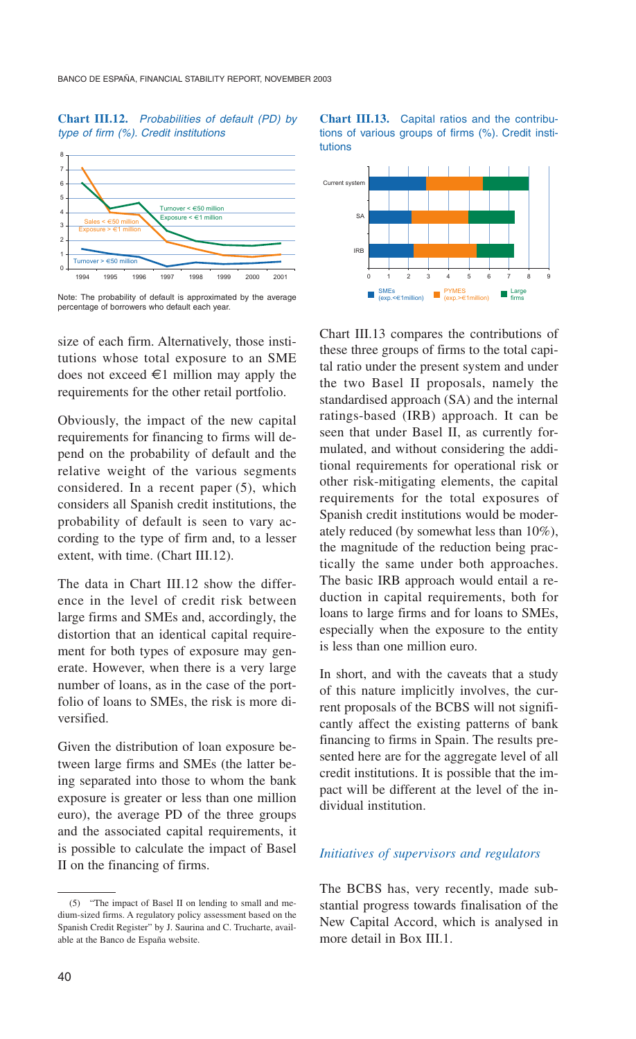**Chart III.12.** *Probabilities of default (PD) by type of firm (%). Credit institutions*

Note: The probability of default is approximated by the average percentage of borrowers who default each year.

**Chart III.13.** Capital ratios and the contributions of various groups of firms (%). Credit institutions

size of each firm. Alternatively, those institutions whose total exposure to an SME does not exceed €1 million may apply the requirements for the other retail portfolio.

Obviously, the impact of the new capital requirements for financing to firms will depend on the probability of default and the relative weight of the various segments considered. In a recent paper (5), which considers all Spanish credit institutions, the probability of default is seen to vary according to the type of firm and, to a lesser extent, with time. (Chart III.12).

The data in Chart III.12 show the difference in the level of credit risk between large firms and SMEs and, accordingly, the distortion that an identical capital requirement for both types of exposure may generate. However, when there is a very large number of loans, as in the case of the portfolio of loans to SMEs, the risk is more diversified.

Given the distribution of loan exposure between large firms and SMEs (the latter being separated into those to whom the bank exposure is greater or less than one million euro), the average PD of the three groups and the associated capital requirements, it is possible to calculate the impact of Basel II on the financing of firms.

Chart III.13 compares the contributions of these three groups of firms to the total capital ratio under the present system and under the two Basel II proposals, namely the standardised approach (SA) and the internal ratings-based (IRB) approach. It can be seen that under Basel II, as currently formulated, and without considering the additional requirements for operational risk or other risk-mitigating elements, the capital requirements for the total exposures of Spanish credit institutions would be moderately reduced (by somewhat less than 10%), the magnitude of the reduction being practically the same under both approaches. The basic IRB approach would entail a reduction in capital requirements, both for loans to large firms and for loans to SMEs, especially when the exposure to the entity is less than one million euro.

In short, and with the caveats that a study of this nature implicitly involves, the current proposals of the BCBS will not significantly affect the existing patterns of bank financing to firms in Spain. The results presented here are for the aggregate level of all credit institutions. It is possible that the impact will be different at the level of the individual institution.

### *Initiatives of supervisors and regulators*

The BCBS has, very recently, made substantial progress towards finalisation of the New Capital Accord, which is analysed in more detail in Box III.1.

---

(5) "The impact of Basel II on lending to small and medium-sized firms. A regulatory policy assessment based on the Spanish Credit Register" by J. Saurina and C. Trucharte, available at the Banco de España website.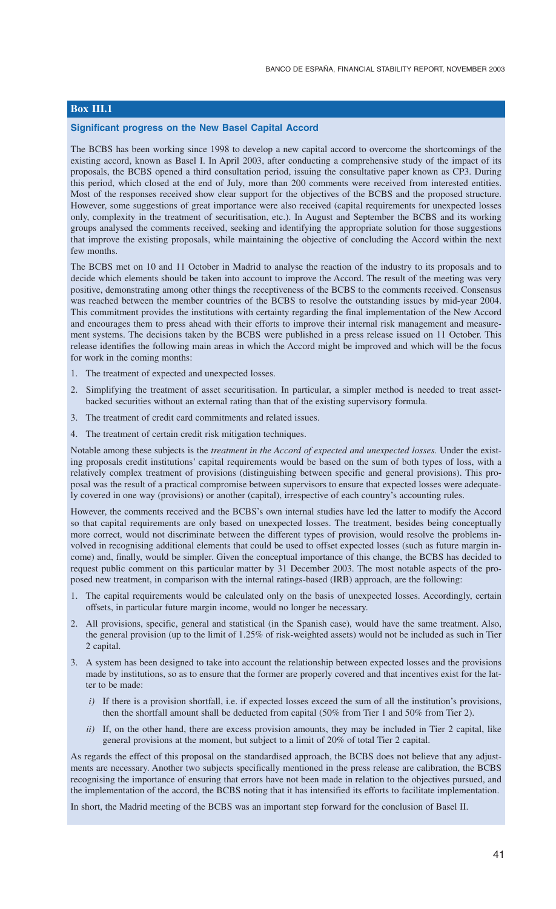## Box III.1

### Significant progress on the New Basel Capital Accord

The BCBS has been working since 1998 to develop a new capital accord to overcome the shortcomings of the existing accord, known as Basel I. In April 2003, after conducting a comprehensive study of the impact of its proposals, the BCBS opened a third consultation period, issuing the consultative paper known as CP3. During this period, which closed at the end of July, more than 200 comments were received from interested entities. Most of the responses received show clear support for the objectives of the BCBS and the proposed structure. However, some suggestions of great importance were also received (capital requirements for unexpected losses only, complexity in the treatment of securitisation, etc.). In August and September the BCBS and its working groups analysed the comments received, seeking and identifying the appropriate solution for those suggestions that improve the existing proposals, while maintaining the objective of concluding the Accord within the next few months.

The BCBS met on 10 and 11 October in Madrid to analyse the reaction of the industry to its proposals and to decide which elements should be taken into account to improve the Accord. The result of the meeting was very positive, demonstrating among other things the receptiveness of the BCBS to the comments received. Consensus was reached between the member countries of the BCBS to resolve the outstanding issues by mid-year 2004. This commitment provides the institutions with certainty regarding the final implementation of the New Accord and encourages them to press ahead with their efforts to improve their internal risk management and measurement systems. The decisions taken by the BCBS were published in a press release issued on 11 October. This release identifies the following main areas in which the Accord might be improved and which will be the focus for work in the coming months:

1. The treatment of expected and unexpected losses.
2. Simplifying the treatment of asset securitisation. In particular, a simpler method is needed to treat asset-backed securities without an external rating than that of the existing supervisory formula.
3. The treatment of credit card commitments and related issues.
4. The treatment of certain credit risk mitigation techniques.

Notable among these subjects is the *treatment in the Accord of expected and unexpected losses.* Under the existing proposals credit institutions' capital requirements would be based on the sum of both types of loss, with a relatively complex treatment of provisions (distinguishing between specific and general provisions). This proposal was the result of a practical compromise between supervisors to ensure that expected losses were adequately covered in one way (provisions) or another (capital), irrespective of each country's accounting rules.

However, the comments received and the BCBS's own internal studies have led the latter to modify the Accord so that capital requirements are only based on unexpected losses. The treatment, besides being conceptually more correct, would not discriminate between the different types of provision, would resolve the problems involved in recognising additional elements that could be used to offset expected losses (such as future margin income) and, finally, would be simpler. Given the conceptual importance of this change, the BCBS has decided to request public comment on this particular matter by 31 December 2003. The most notable aspects of the proposed new treatment, in comparison with the internal ratings-based (IRB) approach, are the following:

1. The capital requirements would be calculated only on the basis of unexpected losses. Accordingly, certain offsets, in particular future margin income, would no longer be necessary.
2. All provisions, specific, general and statistical (in the Spanish case), would have the same treatment. Also, the general provision (up to the limit of 1.25% of risk-weighted assets) would not be included as such in Tier 2 capital.
3. A system has been designed to take into account the relationship between expected losses and the provisions made by institutions, so as to ensure that the former are properly covered and that incentives exist for the latter to be made:
   - *i)* If there is a provision shortfall, i.e. if expected losses exceed the sum of all the institution's provisions, then the shortfall amount shall be deducted from capital (50% from Tier 1 and 50% from Tier 2).
   - *ii)* If, on the other hand, there are excess provision amounts, they may be included in Tier 2 capital, like general provisions at the moment, but subject to a limit of 20% of total Tier 2 capital.

As regards the effect of this proposal on the standardised approach, the BCBS does not believe that any adjustments are necessary. Another two subjects specifically mentioned in the press release are calibration, the BCBS recognising the importance of ensuring that errors have not been made in relation to the objectives pursued, and the implementation of the accord, the BCBS noting that it has intensified its efforts to facilitate implementation.

In short, the Madrid meeting of the BCBS was an important step forward for the conclusion of Basel II.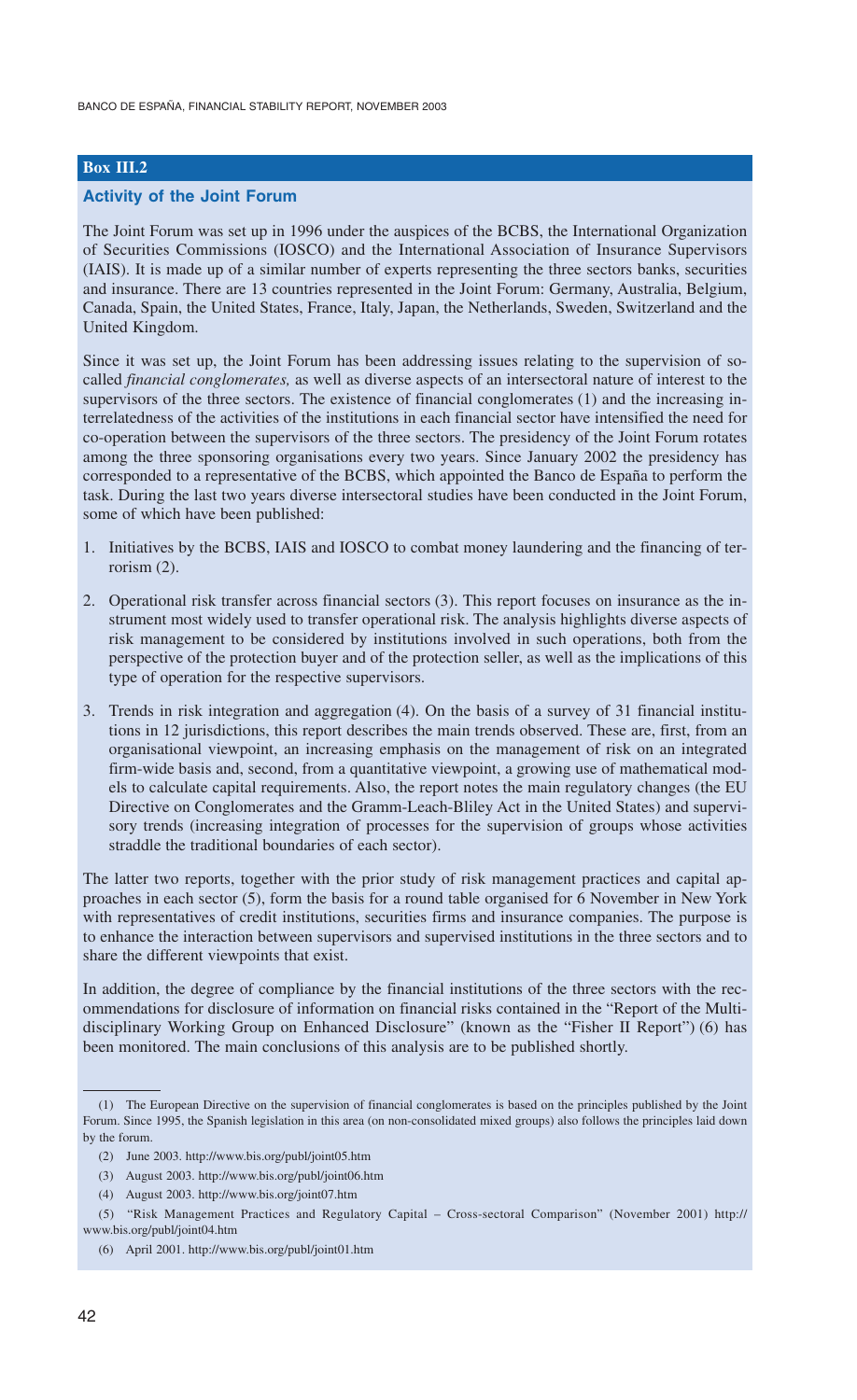## Box III.2

### Activity of the Joint Forum

The Joint Forum was set up in 1996 under the auspices of the BCBS, the International Organization of Securities Commissions (IOSCO) and the International Association of Insurance Supervisors (IAIS). It is made up of a similar number of experts representing the three sectors banks, securities and insurance. There are 13 countries represented in the Joint Forum: Germany, Australia, Belgium, Canada, Spain, the United States, France, Italy, Japan, the Netherlands, Sweden, Switzerland and the United Kingdom.

Since it was set up, the Joint Forum has been addressing issues relating to the supervision of so-called *financial conglomerates,* as well as diverse aspects of an intersectoral nature of interest to the supervisors of the three sectors. The existence of financial conglomerates (1) and the increasing interrelatedness of the activities of the institutions in each financial sector have intensified the need for co-operation between the supervisors of the three sectors. The presidency of the Joint Forum rotates among the three sponsoring organisations every two years. Since January 2002 the presidency has corresponded to a representative of the BCBS, which appointed the Banco de España to perform the task. During the last two years diverse intersectoral studies have been conducted in the Joint Forum, some of which have been published:

1. Initiatives by the BCBS, IAIS and IOSCO to combat money laundering and the financing of terrorism (2).
2. Operational risk transfer across financial sectors (3). This report focuses on insurance as the instrument most widely used to transfer operational risk. The analysis highlights diverse aspects of risk management to be considered by institutions involved in such operations, both from the perspective of the protection buyer and of the protection seller, as well as the implications of this type of operation for the respective supervisors.
3. Trends in risk integration and aggregation (4). On the basis of a survey of 31 financial institutions in 12 jurisdictions, this report describes the main trends observed. These are, first, from an organisational viewpoint, an increasing emphasis on the management of risk on an integrated firm-wide basis and, second, from a quantitative viewpoint, a growing use of mathematical models to calculate capital requirements. Also, the report notes the main regulatory changes (the EU Directive on Conglomerates and the Gramm-Leach-Bliley Act in the United States) and supervisory trends (increasing integration of processes for the supervision of groups whose activities straddle the traditional boundaries of each sector).

The latter two reports, together with the prior study of risk management practices and capital approaches in each sector (5), form the basis for a round table organised for 6 November in New York with representatives of credit institutions, securities firms and insurance companies. The purpose is to enhance the interaction between supervisors and supervised institutions in the three sectors and to share the different viewpoints that exist.

In addition, the degree of compliance by the financial institutions of the three sectors with the recommendations for disclosure of information on financial risks contained in the "Report of the Multidisciplinary Working Group on Enhanced Disclosure" (known as the "Fisher II Report") (6) has been monitored. The main conclusions of this analysis are to be published shortly.

---

(1) The European Directive on the supervision of financial conglomerates is based on the principles published by the Joint Forum. Since 1995, the Spanish legislation in this area (on non-consolidated mixed groups) also follows the principles laid down by the forum.

(2) June 2003. http://www.bis.org/publ/joint05.htm

(3) August 2003. http://www.bis.org/publ/joint06.htm

(4) August 2003. http://www.bis.org/joint07.htm

(5) "Risk Management Practices and Regulatory Capital – Cross-sectoral Comparison" (November 2001) http://www.bis.org/publ/joint04.htm

(6) April 2001. http://www.bis.org/publ/joint01.htm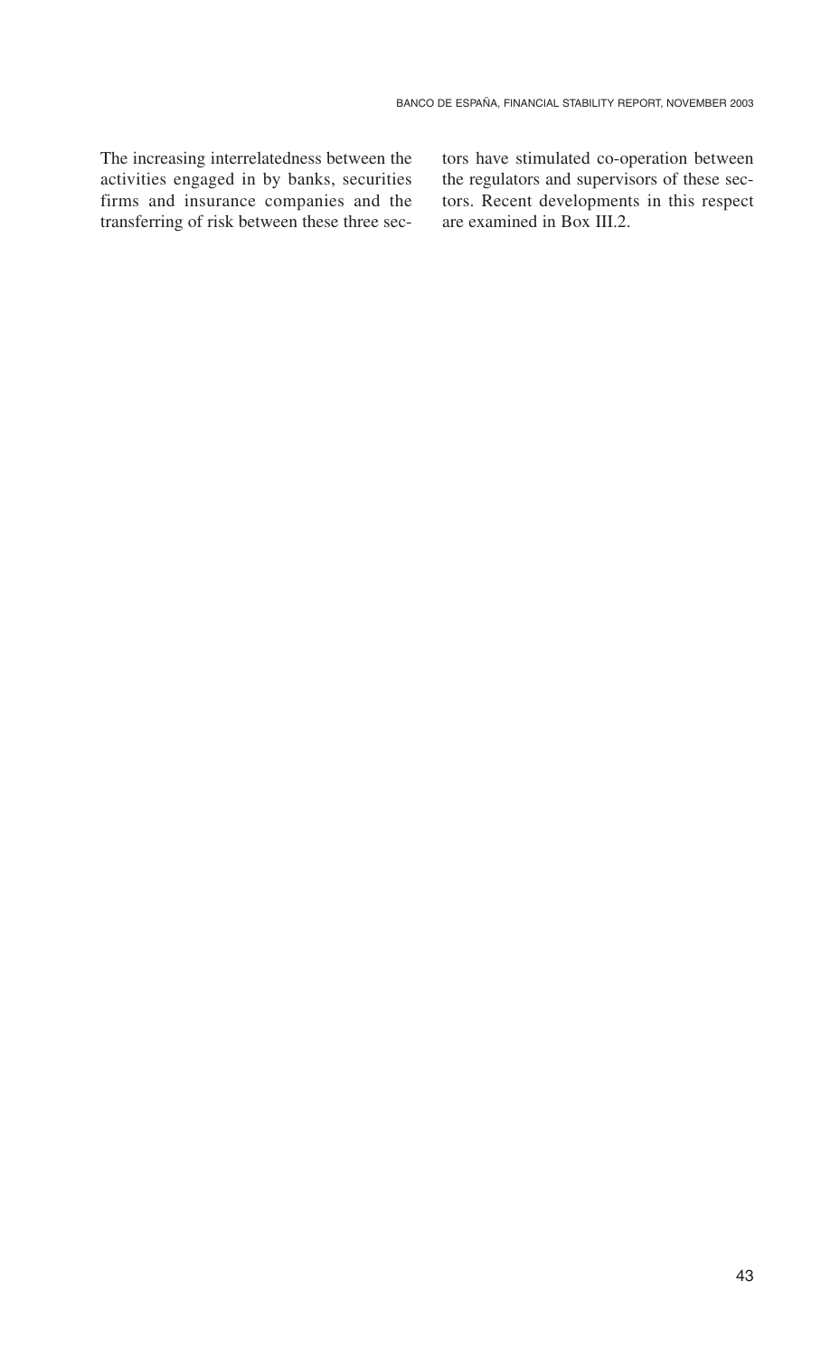The increasing interrelatedness between the activities engaged in by banks, securities firms and insurance companies and the transferring of risk between these three sectors have stimulated co-operation between the regulators and supervisors of these sectors. Recent developments in this respect are examined in Box III.2.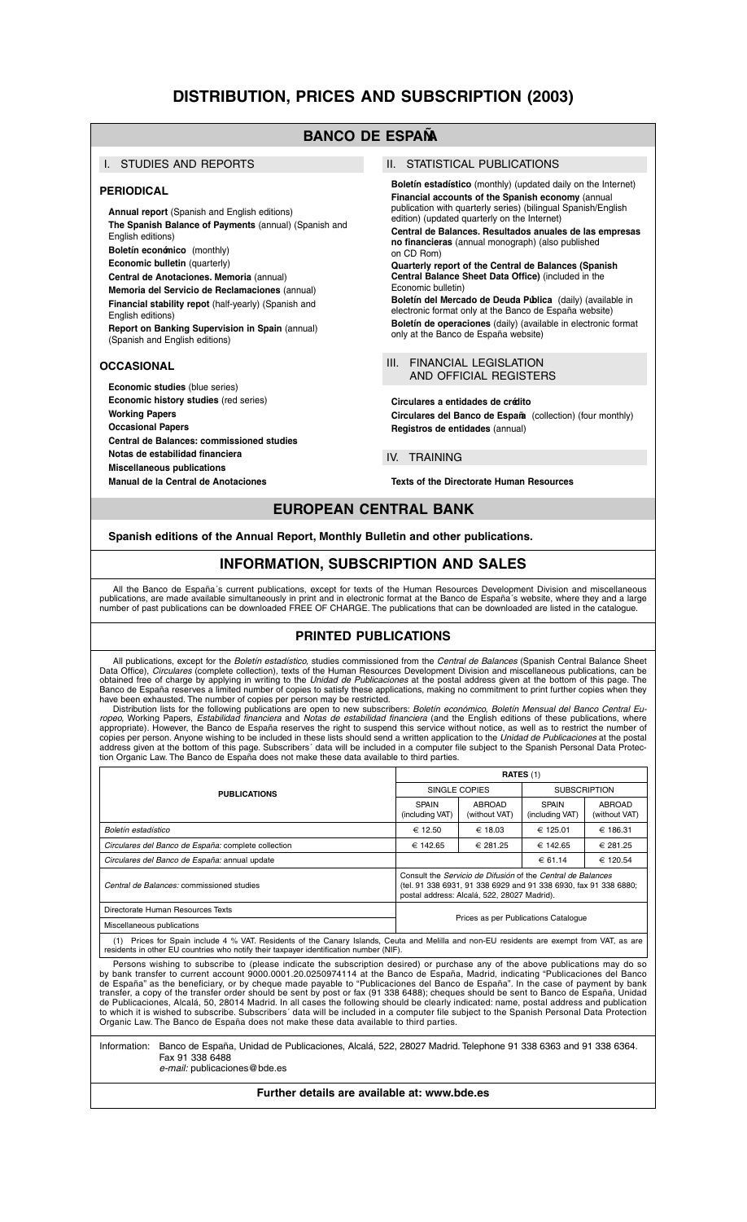# DISTRIBUTION, PRICES AND SUBSCRIPTION (2003)

## BANCO DE ESPAÑA

### I. STUDIES AND REPORTS

#### PERIODICAL

**Annual report** (Spanish and English editions)
**The Spanish Balance of Payments** (annual) (Spanish and English editions)
**Boletín económico** (monthly)
**Economic bulletin** (quarterly)
**Central de Anotaciones. Memoria** (annual)
**Memoria del Servicio de Reclamaciones** (annual)
**Financial stability repot** (half-yearly) (Spanish and English editions)
**Report on Banking Supervision in Spain** (annual) (Spanish and English editions)

#### OCCASIONAL

**Economic studies** (blue series)
**Economic history studies** (red series)
**Working Papers**
**Occasional Papers**
**Central de Balances: commissioned studies**
**Notas de estabilidad financiera**
**Miscellaneous publications**
**Manual de la Central de Anotaciones**

### II. STATISTICAL PUBLICATIONS

**Boletín estadístico** (monthly) (updated daily on the Internet)
**Financial accounts of the Spanish economy** (annual publication with quarterly series) (bilingual Spanish/English edition) (updated quarterly on the Internet)
**Central de Balances. Resultados anuales de las empresas no financieras** (annual monograph) (also published on CD Rom)
**Quarterly report of the Central de Balances (Spanish Central Balance Sheet Data Office)** (included in the Economic bulletin)
**Boletín del Mercado de Deuda Pública** (daily) (available in electronic format only at the Banco de España website)
**Boletín de operaciones** (daily) (available in electronic format only at the Banco de España website)

### III. FINANCIAL LEGISLATION AND OFFICIAL REGISTERS

**Circulares a entidades de crédito**
**Circulares del Banco de España** (collection) (four monthly)
**Registros de entidades** (annual)

### IV. TRAINING

**Texts of the Directorate Human Resources**

## EUROPEAN CENTRAL BANK

**Spanish editions of the Annual Report, Monthly Bulletin and other publications.**

## INFORMATION, SUBSCRIPTION AND SALES

All the Banco de España´s current publications, except for texts of the Human Resources Development Division and miscellaneous publications, are made available simultaneously in print and in electronic format at the Banco de España´s website, where they and a large number of past publications can be downloaded FREE OF CHARGE. The publications that can be downloaded are listed in the catalogue.

## PRINTED PUBLICATIONS

All publications, except for the *Boletín estadístico,* studies commissioned from the *Central de Balances* (Spanish Central Balance Sheet Data Office), *Circulares* (complete collection), texts of the Human Resources Development Division and miscellaneous publications, can be obtained free of charge by applying in writing to the *Unidad de Publicaciones* at the postal address given at the bottom of this page. The Banco de España reserves a limited number of copies to satisfy these applications, making no commitment to print further copies when they have been exhausted. The number of copies per person may be restricted.

Distribution lists for the following publications are open to new subscribers: *Boletín económico, Boletín Mensual del Banco Central Europeo,* Working Papers, *Estabilidad financiera* and *Notas de estabilidad financiera* (and the English editions of these publications, where appropriate). However, the Banco de España reserves the right to suspend this service without notice, as well as to restrict the number of copies per person. Anyone wishing to be included in these lists should send a written application to the *Unidad de Publicaciones* at the postal address given at the bottom of this page. Subscribers´ data will be included in a computer file subject to the Spanish Personal Data Protection Organic Law. The Banco de España does not make these data available to third parties.

| PUBLICATIONS | RATES (1) | | | |
|---|---|---|---|---|
| | SINGLE COPIES | | SUBSCRIPTION | |
| | SPAIN (including VAT) | ABROAD (without VAT) | SPAIN (including VAT) | ABROAD (without VAT) |
| *Boletín estadístico* | € 12.50 | € 18.03 | € 125.01 | € 186.31 |
| *Circulares del Banco de España:* complete collection | € 142.65 | € 281.25 | € 142.65 | € 281.25 |
| *Circulares del Banco de España:* annual update | | | € 61.14 | € 120.54 |
| *Central de Balances:* commissioned studies | Consult the *Servicio de Difusión* of the *Central de Balances* (tel. 91 338 6931, 91 338 6929 and 91 338 6930, fax 91 338 6880; postal address: Alcalá, 522, 28027 Madrid). | | | |
| Directorate Human Resources Texts | Prices as per Publications Catalogue | | | |
| Miscellaneous publications | | | | |

(1) Prices for Spain include 4 % VAT. Residents of the Canary Islands, Ceuta and Melilla and non-EU residents are exempt from VAT, as are residents in other EU countries who notify their taxpayer identification number (NIF).

Persons wishing to subscribe to (please indicate the subscription desired) or purchase any of the above publications may do so by bank transfer to current account 9000.0001.20.0250974114 at the Banco de España, Madrid, indicating "Publicaciones del Banco de España" as the beneficiary, or by cheque made payable to "Publicaciones del Banco de España". In the case of payment by bank transfer, a copy of the transfer order should be sent by post or fax (91 338 6488); cheques should be sent to Banco de España, Unidad de Publicaciones, Alcalá, 50, 28014 Madrid. In all cases the following should be clearly indicated: name, postal address and publication to which it is wished to subscribe. Subscribers´ data will be included in a computer file subject to the Spanish Personal Data Protection Organic Law. The Banco de España does not make these data available to third parties.

Information: Banco de España, Unidad de Publicaciones, Alcalá, 522, 28027 Madrid. Telephone 91 338 6363 and 91 338 6364. Fax 91 338 6488
*e-mail:* publicaciones@bde.es

**Further details are available at: www.bde.es**